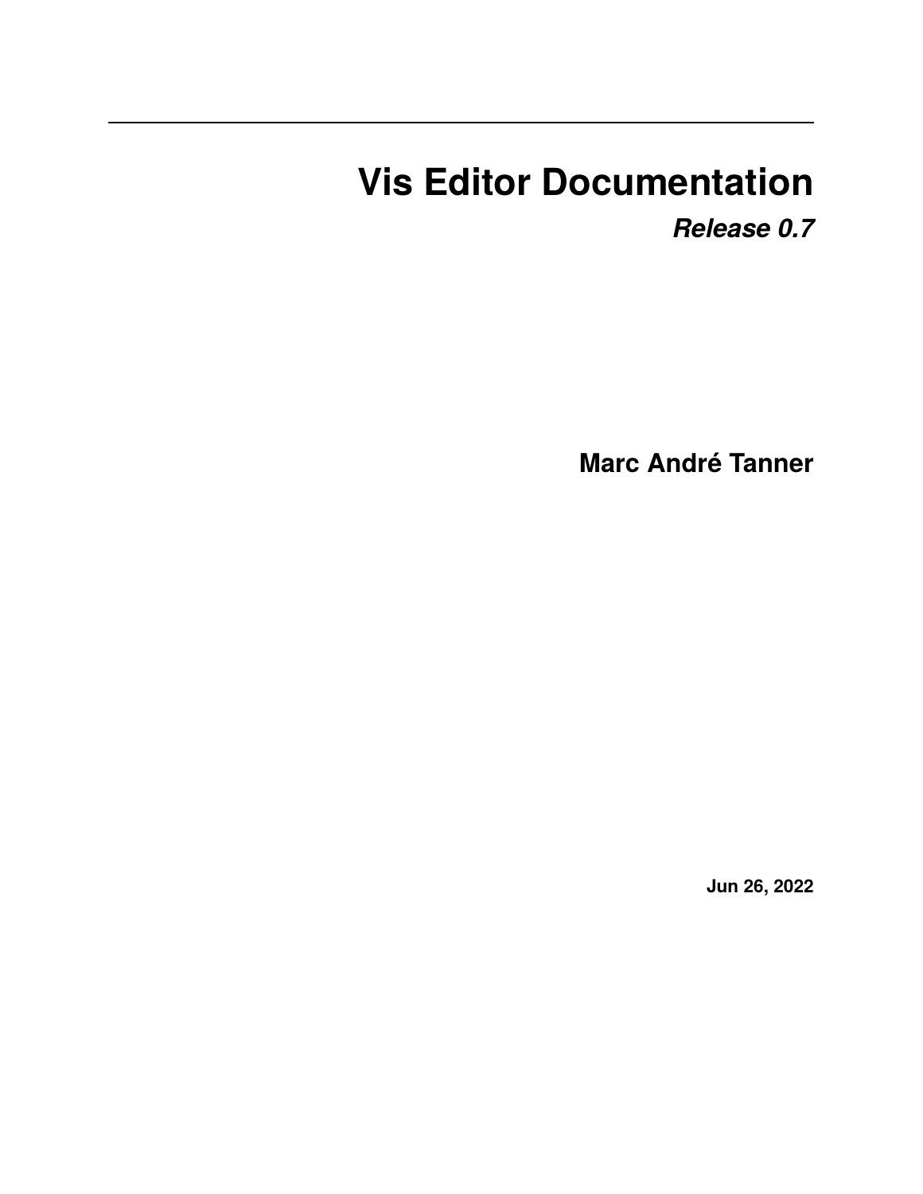# Vis Editor Documentation

***Release 0.7***

**Marc André Tanner**

**Jun 26, 2022**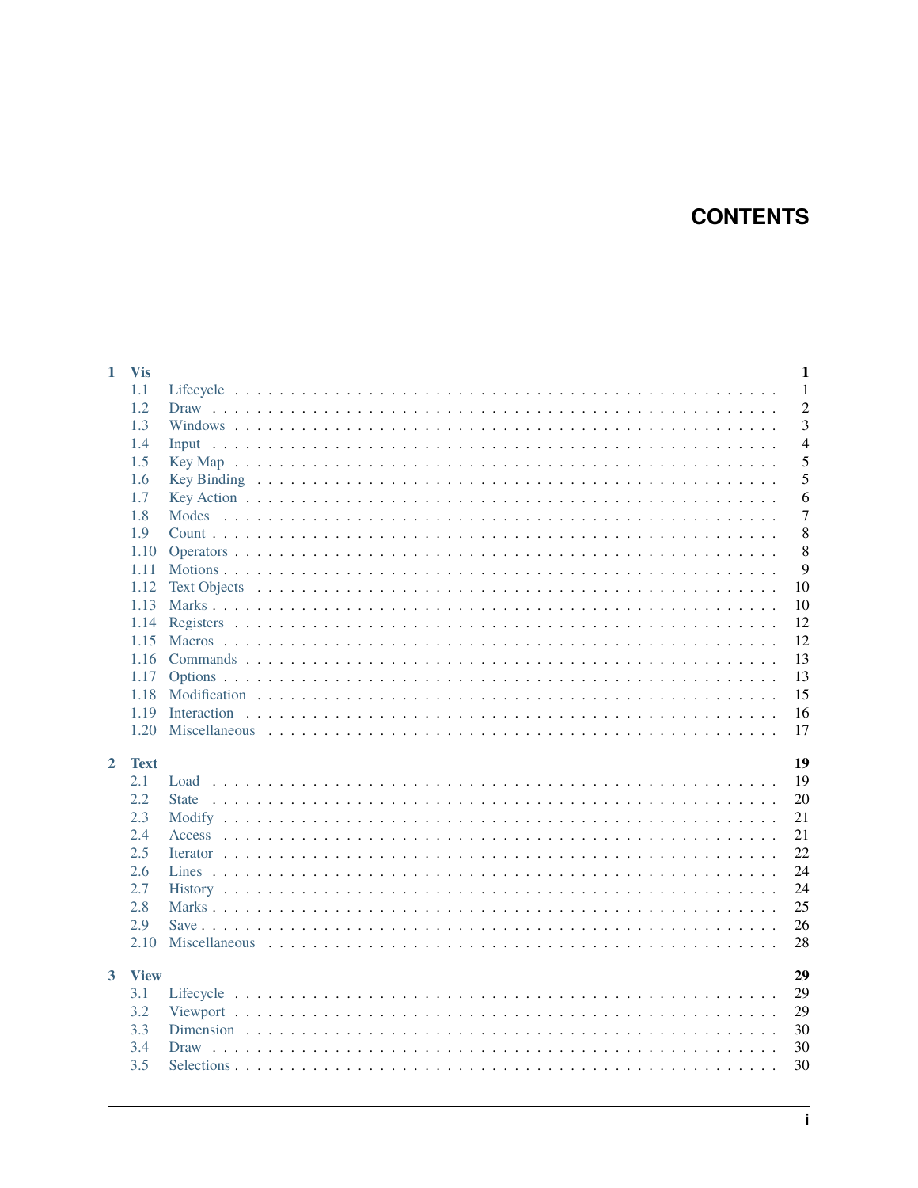# CONTENTS

- **1 Vis** — 1
  - 1.1 Lifecycle — 1
  - 1.2 Draw — 2
  - 1.3 Windows — 3
  - 1.4 Input — 4
  - 1.5 Key Map — 5
  - 1.6 Key Binding — 5
  - 1.7 Key Action — 6
  - 1.8 Modes — 7
  - 1.9 Count — 8
  - 1.10 Operators — 8
  - 1.11 Motions — 9
  - 1.12 Text Objects — 10
  - 1.13 Marks — 10
  - 1.14 Registers — 12
  - 1.15 Macros — 12
  - 1.16 Commands — 13
  - 1.17 Options — 13
  - 1.18 Modification — 15
  - 1.19 Interaction — 16
  - 1.20 Miscellaneous — 17
- **2 Text** — 19
  - 2.1 Load — 19
  - 2.2 State — 20
  - 2.3 Modify — 21
  - 2.4 Access — 21
  - 2.5 Iterator — 22
  - 2.6 Lines — 24
  - 2.7 History — 24
  - 2.8 Marks — 25
  - 2.9 Save — 26
  - 2.10 Miscellaneous — 28
- **3 View** — 29
  - 3.1 Lifecycle — 29
  - 3.2 Viewport — 29
  - 3.3 Dimension — 30
  - 3.4 Draw — 30
  - 3.5 Selections — 30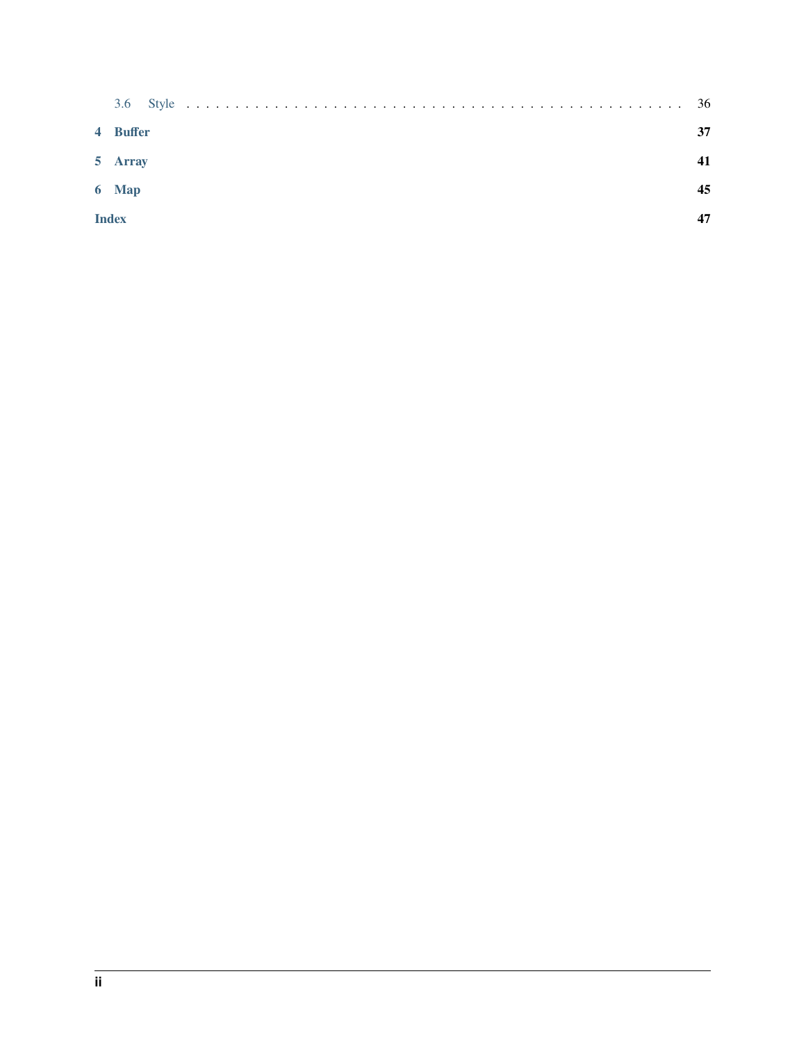3.6 Style . . . . . . . . . . . . . . . . . . . . . . . . . . . . . . . . . . . . . . . . . . . . 36

**4 Buffer** **37**

**5 Array** **41**

**6 Map** **45**

**Index** **47**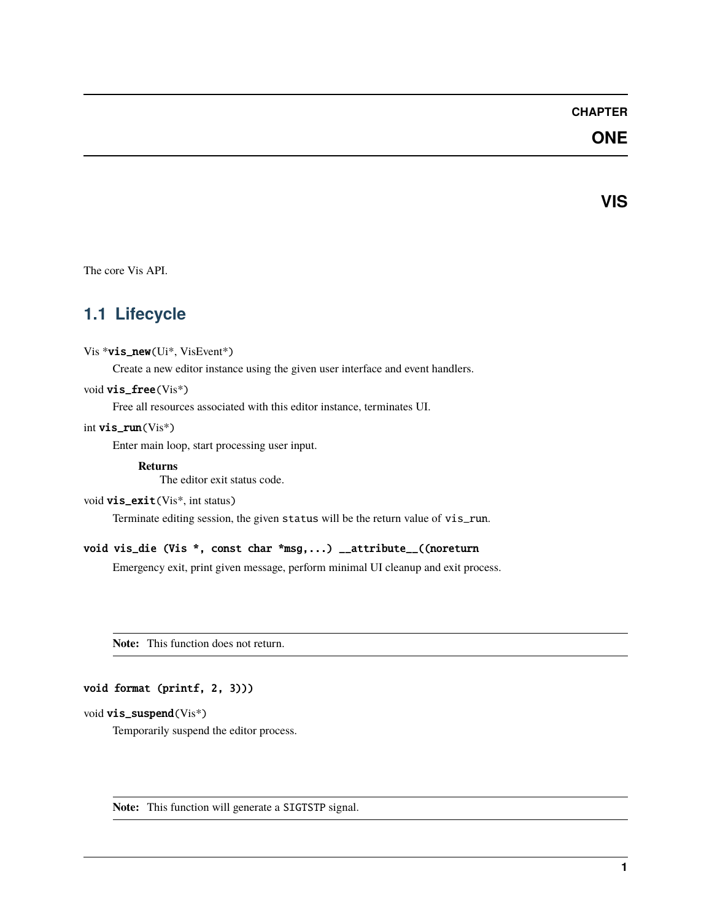# CHAPTER ONE

# VIS

The core Vis API.

## 1.1 Lifecycle

Vis *`vis_new`(Ui*, VisEvent*)

Create a new editor instance using the given user interface and event handlers.

void `vis_free`(Vis*)

Free all resources associated with this editor instance, terminates UI.

int `vis_run`(Vis*)

Enter main loop, start processing user input.

**Returns**
The editor exit status code.

void `vis_exit`(Vis*, int status)

Terminate editing session, the given `status` will be the return value of `vis_run`.

**`void vis_die (Vis *, const char *msg,...) __attribute__((noreturn`**

Emergency exit, print given message, perform minimal UI cleanup and exit process.

**Note:** This function does not return.

**`void format (printf, 2, 3)))`**

void `vis_suspend`(Vis*)

Temporarily suspend the editor process.

**Note:** This function will generate a `SIGTSTP` signal.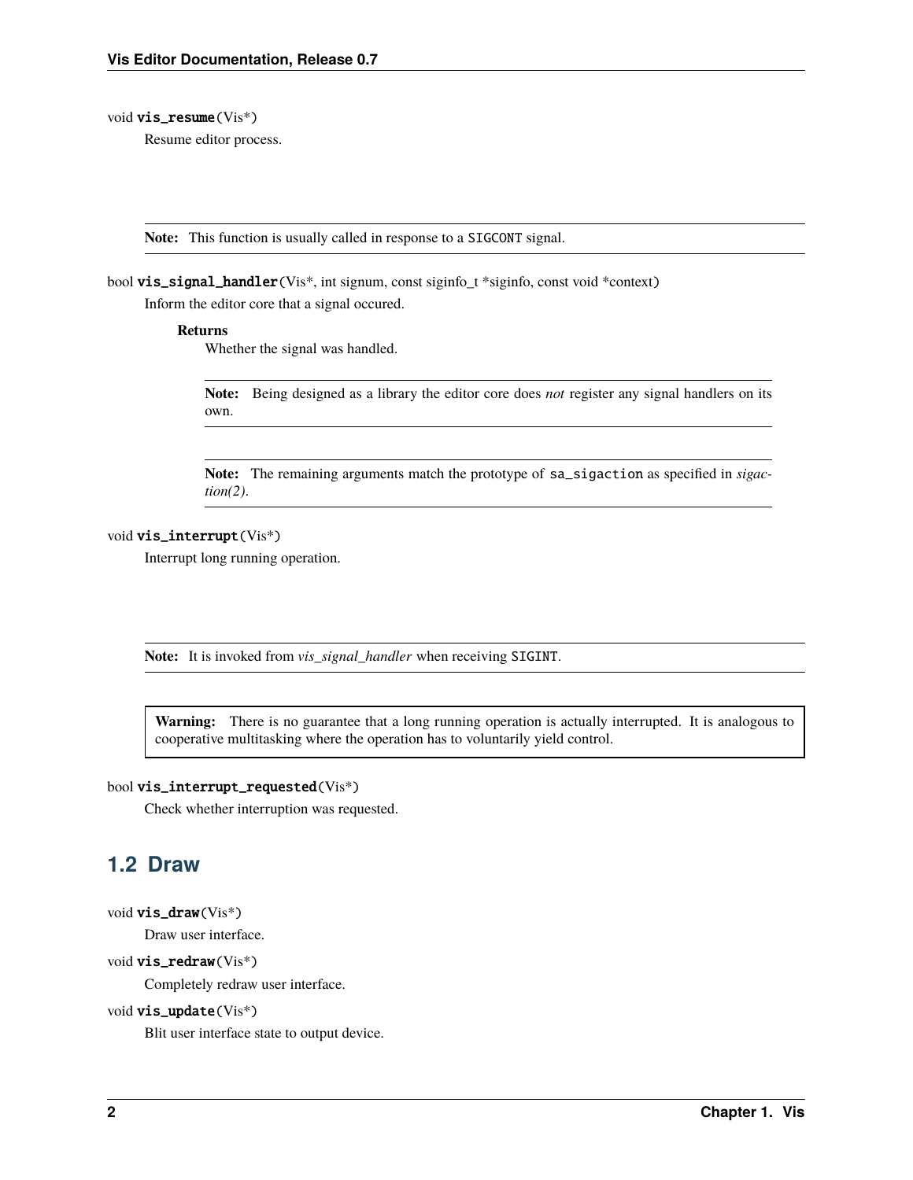void **vis_resume**(Vis*)

Resume editor process.

> **Note:** This function is usually called in response to a `SIGCONT` signal.

bool **vis_signal_handler**(Vis*, int signum, const siginfo_t *siginfo, const void *context)

Inform the editor core that a signal occured.

**Returns**

Whether the signal was handled.

> **Note:** Being designed as a library the editor core does *not* register any signal handlers on its own.

> **Note:** The remaining arguments match the prototype of `sa_sigaction` as specified in *sigaction(2)*.

void **vis_interrupt**(Vis*)

Interrupt long running operation.

> **Note:** It is invoked from *vis_signal_handler* when receiving `SIGINT`.

> **Warning:** There is no guarantee that a long running operation is actually interrupted. It is analogous to cooperative multitasking where the operation has to voluntarily yield control.

bool **vis_interrupt_requested**(Vis*)

Check whether interruption was requested.

## 1.2 Draw

void **vis_draw**(Vis*)

Draw user interface.

void **vis_redraw**(Vis*)

Completely redraw user interface.

void **vis_update**(Vis*)

Blit user interface state to output device.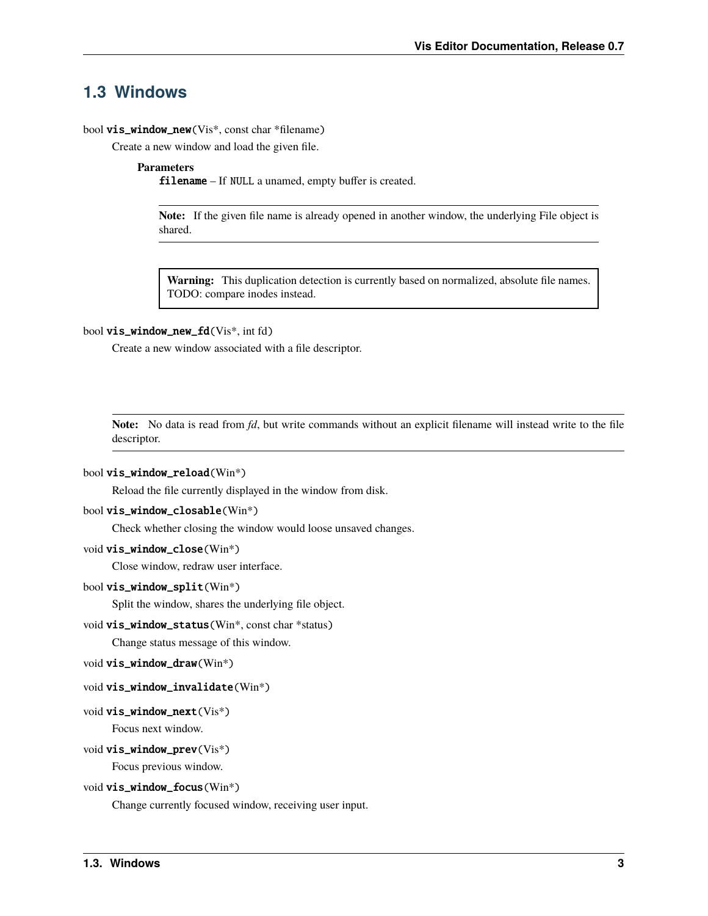## 1.3 Windows

bool **vis_window_new**(Vis*, const char *filename)

Create a new window and load the given file.

**Parameters**

`filename` – If `NULL` a unamed, empty buffer is created.

> **Note:** If the given file name is already opened in another window, the underlying File object is shared.

> **Warning:** This duplication detection is currently based on normalized, absolute file names. TODO: compare inodes instead.

bool **vis_window_new_fd**(Vis*, int fd)

Create a new window associated with a file descriptor.

> **Note:** No data is read from *fd*, but write commands without an explicit filename will instead write to the file descriptor.

bool **vis_window_reload**(Win*)

Reload the file currently displayed in the window from disk.

bool **vis_window_closable**(Win*)

Check whether closing the window would loose unsaved changes.

void **vis_window_close**(Win*)

Close window, redraw user interface.

bool **vis_window_split**(Win*)

Split the window, shares the underlying file object.

void **vis_window_status**(Win*, const char *status)

Change status message of this window.

void **vis_window_draw**(Win*)

void **vis_window_invalidate**(Win*)

void **vis_window_next**(Vis*)

Focus next window.

void **vis_window_prev**(Vis*)

Focus previous window.

void **vis_window_focus**(Win*)

Change currently focused window, receiving user input.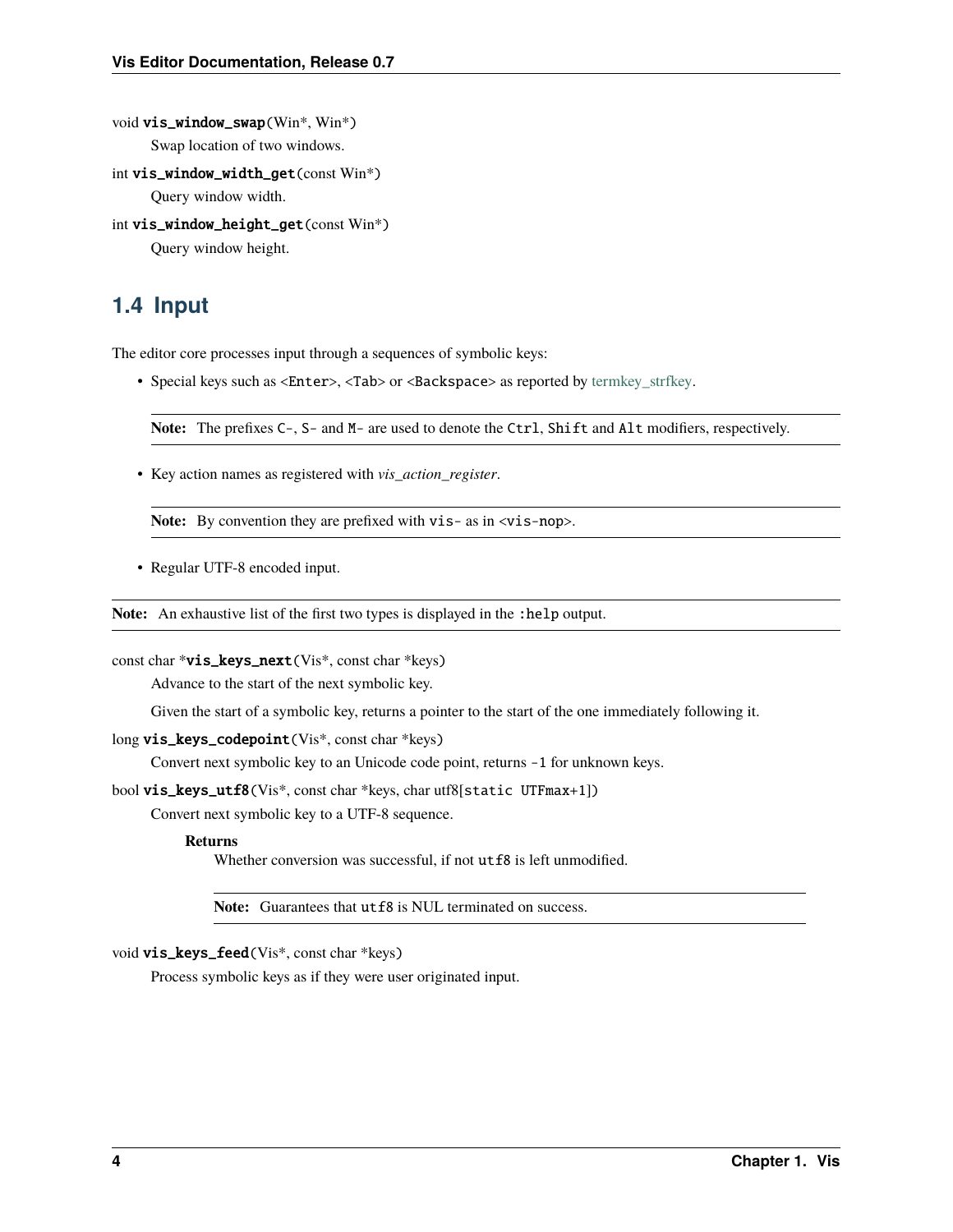void **vis_window_swap**(Win*, Win*)

Swap location of two windows.

int **vis_window_width_get**(const Win*)

Query window width.

int **vis_window_height_get**(const Win*)

Query window height.

## 1.4 Input

The editor core processes input through a sequences of symbolic keys:

- Special keys such as `<Enter>`, `<Tab>` or `<Backspace>` as reported by termkey_strfkey.

  **Note:** The prefixes `C-`, `S-` and `M-` are used to denote the `Ctrl`, `Shift` and `Alt` modifiers, respectively.

- Key action names as registered with *vis_action_register*.

  **Note:** By convention they are prefixed with `vis-` as in `<vis-nop>`.

- Regular UTF-8 encoded input.

**Note:** An exhaustive list of the first two types is displayed in the `:help` output.

const char ***vis_keys_next**(Vis*, const char *keys)

Advance to the start of the next symbolic key.

Given the start of a symbolic key, returns a pointer to the start of the one immediately following it.

long **vis_keys_codepoint**(Vis*, const char *keys)

Convert next symbolic key to an Unicode code point, returns `-1` for unknown keys.

bool **vis_keys_utf8**(Vis*, const char *keys, char utf8[`static UTFmax+1`])

Convert next symbolic key to a UTF-8 sequence.

**Returns**

Whether conversion was successful, if not `utf8` is left unmodified.

**Note:** Guarantees that `utf8` is NUL terminated on success.

void **vis_keys_feed**(Vis*, const char *keys)

Process symbolic keys as if they were user originated input.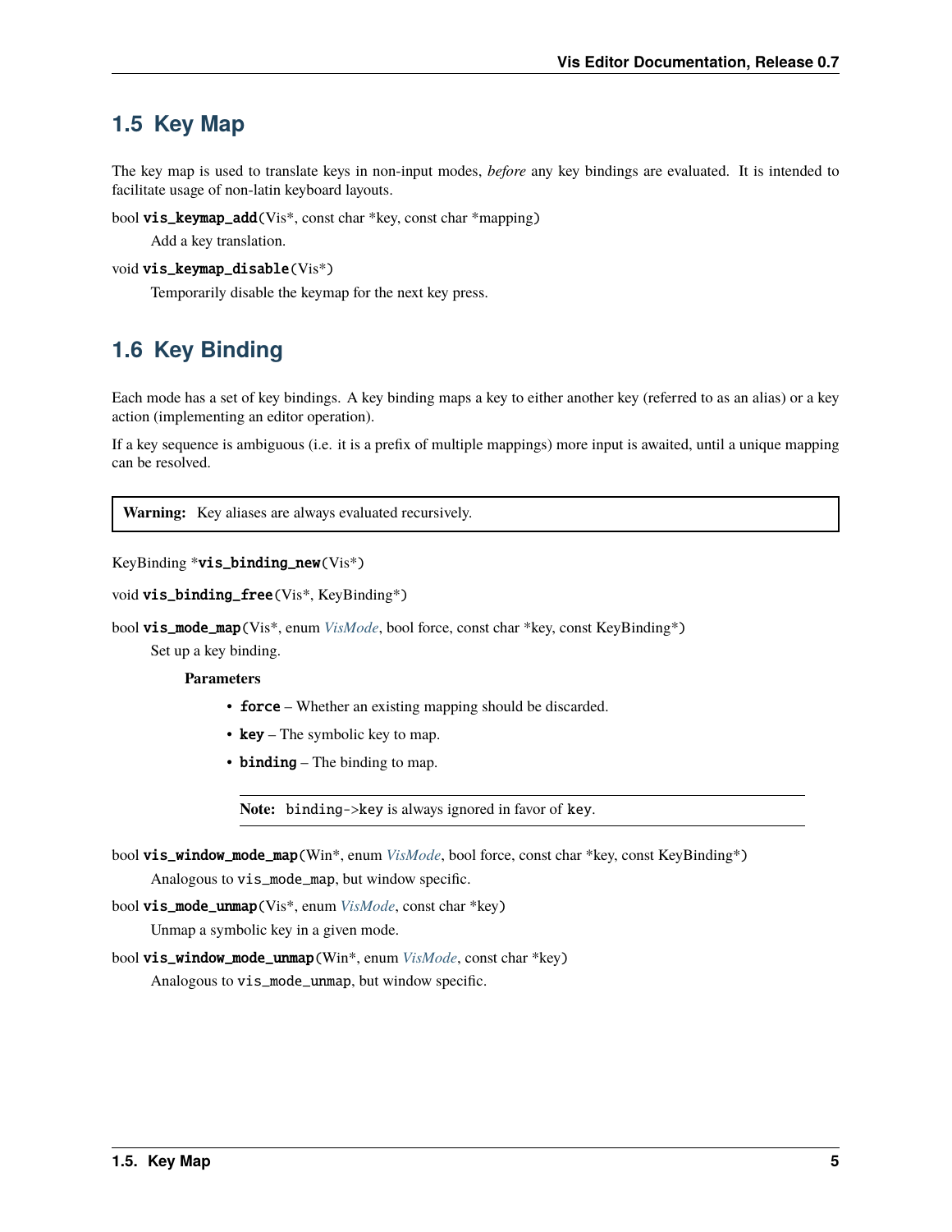## 1.5 Key Map

The key map is used to translate keys in non-input modes, *before* any key bindings are evaluated. It is intended to facilitate usage of non-latin keyboard layouts.

bool **vis_keymap_add**(Vis*, const char *key, const char *mapping)

Add a key translation.

void **vis_keymap_disable**(Vis*)

Temporarily disable the keymap for the next key press.

## 1.6 Key Binding

Each mode has a set of key bindings. A key binding maps a key to either another key (referred to as an alias) or a key action (implementing an editor operation).

If a key sequence is ambiguous (i.e. it is a prefix of multiple mappings) more input is awaited, until a unique mapping can be resolved.

> **Warning:** Key aliases are always evaluated recursively.

KeyBinding ***vis_binding_new**(Vis*)

void **vis_binding_free**(Vis*, KeyBinding*)

bool **vis_mode_map**(Vis*, enum *VisMode*, bool force, const char *key, const KeyBinding*)

Set up a key binding.

**Parameters**

- **force** – Whether an existing mapping should be discarded.
- **key** – The symbolic key to map.
- **binding** – The binding to map.

> **Note:** `binding->key` is always ignored in favor of `key`.

bool **vis_window_mode_map**(Win*, enum *VisMode*, bool force, const char *key, const KeyBinding*)

Analogous to `vis_mode_map`, but window specific.

bool **vis_mode_unmap**(Vis*, enum *VisMode*, const char *key)

Unmap a symbolic key in a given mode.

bool **vis_window_mode_unmap**(Win*, enum *VisMode*, const char *key)

Analogous to `vis_mode_unmap`, but window specific.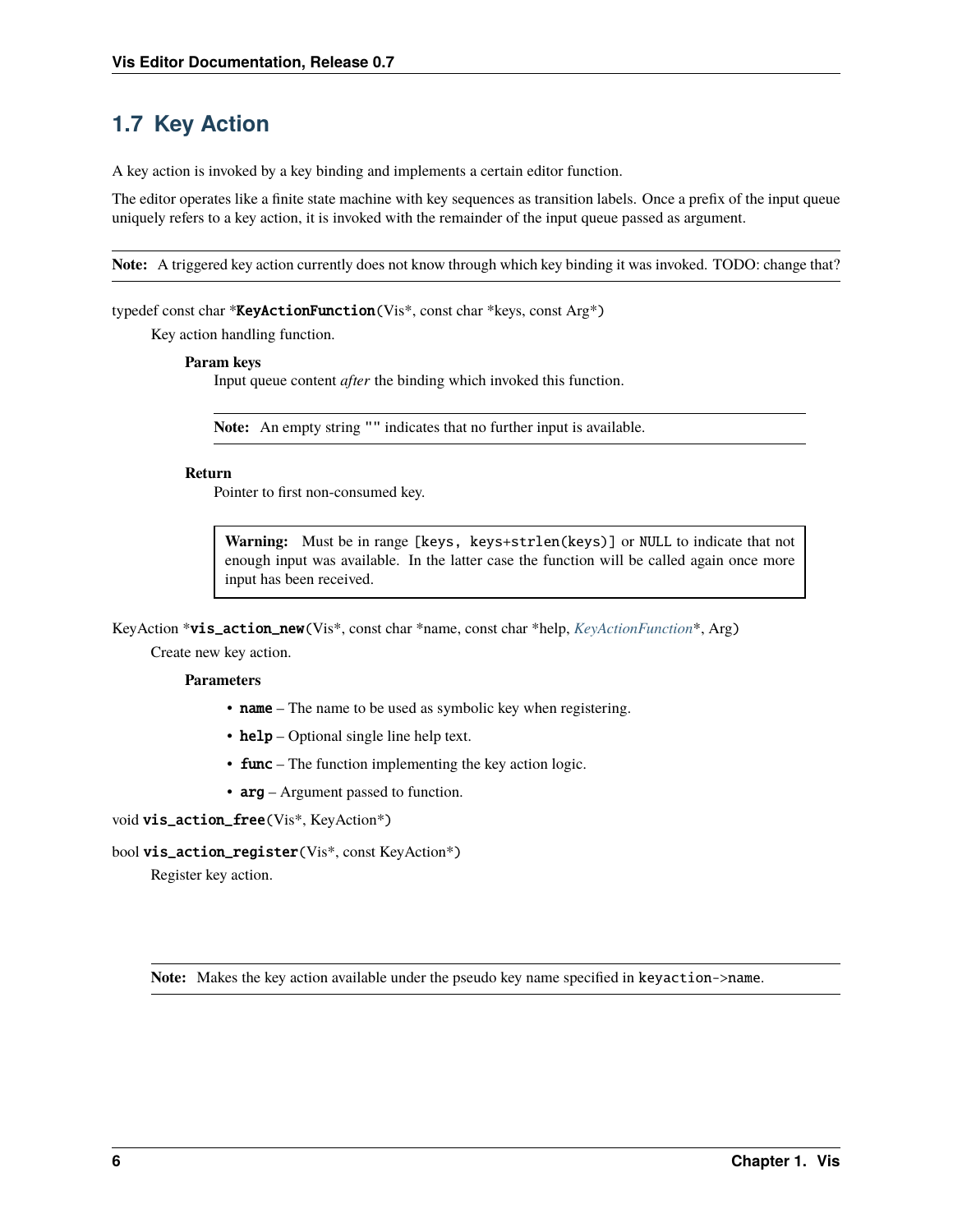## 1.7 Key Action

A key action is invoked by a key binding and implements a certain editor function.

The editor operates like a finite state machine with key sequences as transition labels. Once a prefix of the input queue uniquely refers to a key action, it is invoked with the remainder of the input queue passed as argument.

> **Note:** A triggered key action currently does not know through which key binding it was invoked. TODO: change that?

typedef const char ***KeyActionFunction**(Vis*, const char *keys, const Arg*)

Key action handling function.

**Param keys**

Input queue content *after* the binding which invoked this function.

> **Note:** An empty string `""` indicates that no further input is available.

**Return**

Pointer to first non-consumed key.

> **Warning:** Must be in range `[keys, keys+strlen(keys)]` or `NULL` to indicate that not enough input was available. In the latter case the function will be called again once more input has been received.

KeyAction ***vis_action_new**(Vis*, const char *name, const char *help, *KeyActionFunction**, Arg)

Create new key action.

**Parameters**

- **name** – The name to be used as symbolic key when registering.
- **help** – Optional single line help text.
- **func** – The function implementing the key action logic.
- **arg** – Argument passed to function.

void **vis_action_free**(Vis*, KeyAction*)

bool **vis_action_register**(Vis*, const KeyAction*)

Register key action.

> **Note:** Makes the key action available under the pseudo key name specified in `keyaction->name`.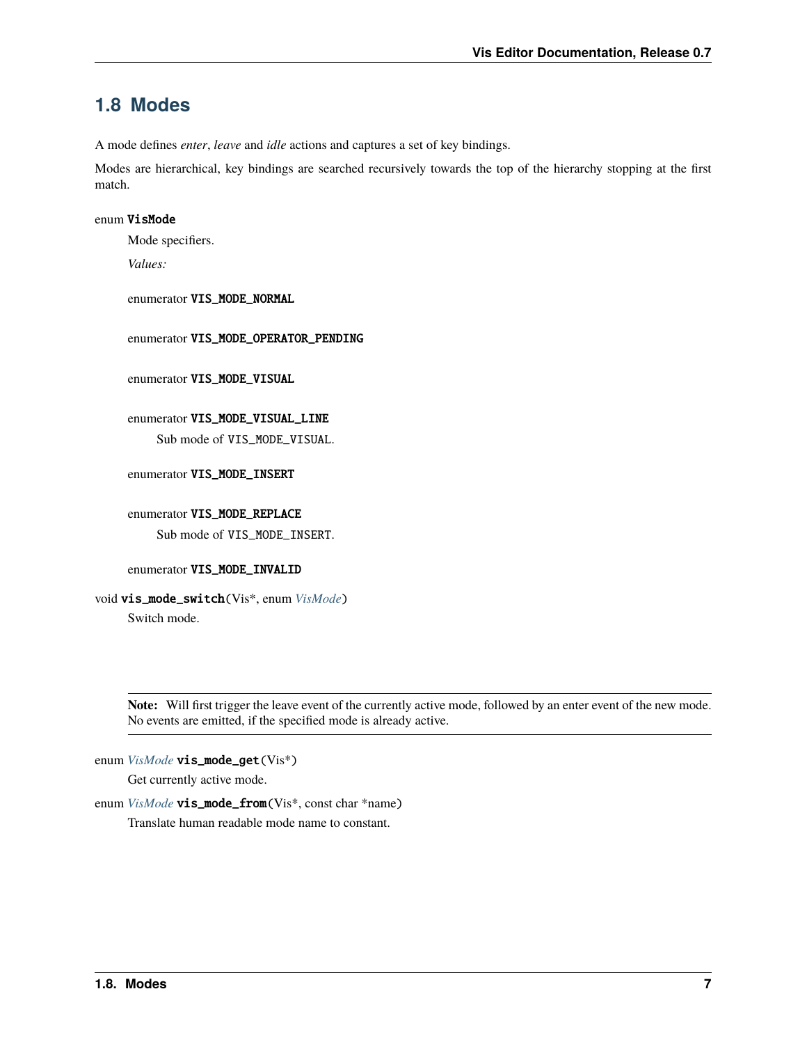## 1.8 Modes

A mode defines *enter*, *leave* and *idle* actions and captures a set of key bindings.

Modes are hierarchical, key bindings are searched recursively towards the top of the hierarchy stopping at the first match.

enum **VisMode**

Mode specifiers.

*Values:*

enumerator **VIS_MODE_NORMAL**

enumerator **VIS_MODE_OPERATOR_PENDING**

enumerator **VIS_MODE_VISUAL**

enumerator **VIS_MODE_VISUAL_LINE**

Sub mode of `VIS_MODE_VISUAL`.

enumerator **VIS_MODE_INSERT**

enumerator **VIS_MODE_REPLACE**

Sub mode of `VIS_MODE_INSERT`.

enumerator **VIS_MODE_INVALID**

void **vis_mode_switch**(Vis*, enum *VisMode*)

Switch mode.

**Note:** Will first trigger the leave event of the currently active mode, followed by an enter event of the new mode. No events are emitted, if the specified mode is already active.

enum *VisMode* **vis_mode_get**(Vis*)

Get currently active mode.

enum *VisMode* **vis_mode_from**(Vis*, const char *name)

Translate human readable mode name to constant.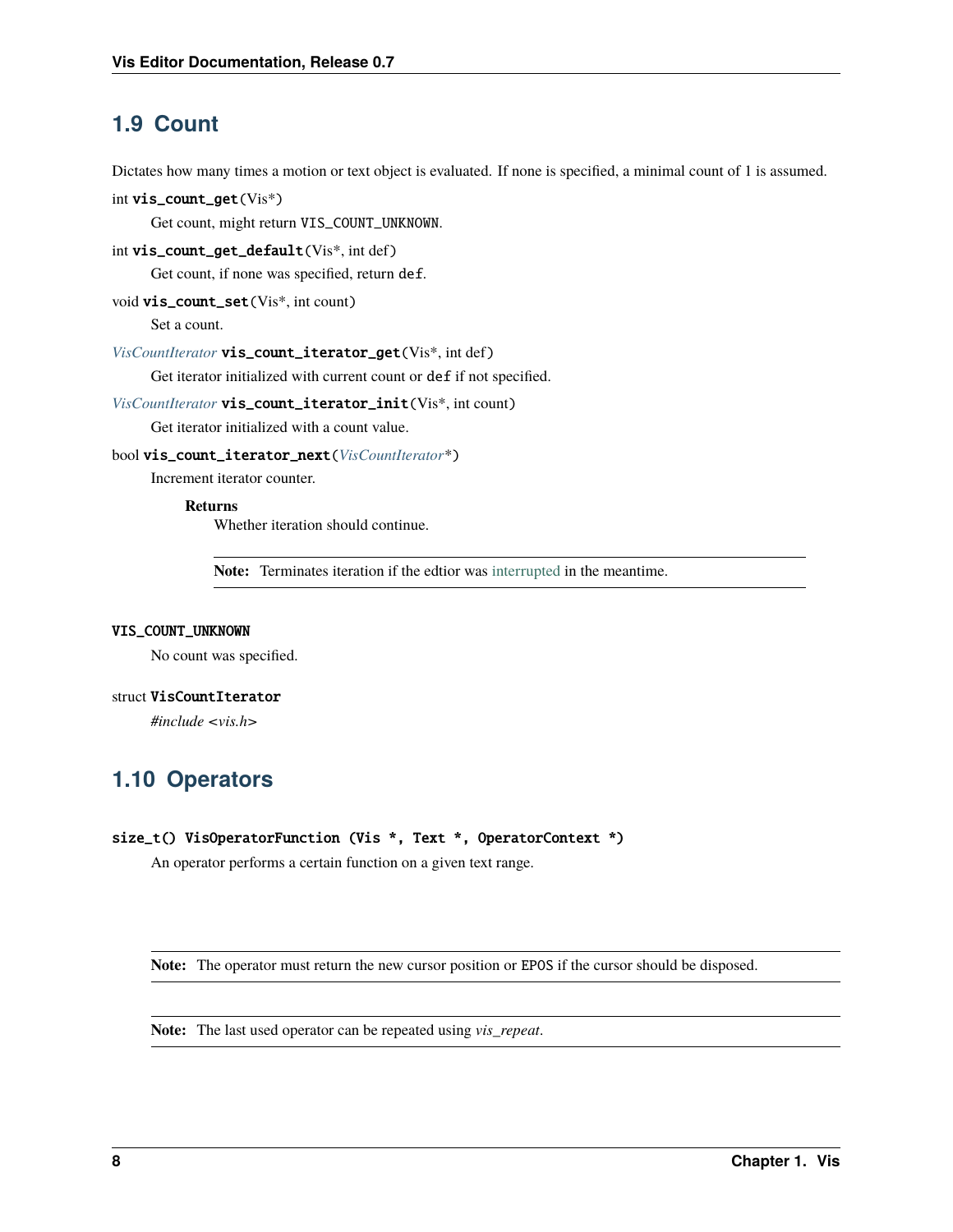## 1.9 Count

Dictates how many times a motion or text object is evaluated. If none is specified, a minimal count of 1 is assumed.

int **vis_count_get**(Vis*)

Get count, might return `VIS_COUNT_UNKNOWN`.

int **vis_count_get_default**(Vis*, int def)

Get count, if none was specified, return `def`.

void **vis_count_set**(Vis*, int count)

Set a count.

*VisCountIterator* **vis_count_iterator_get**(Vis*, int def)

Get iterator initialized with current count or `def` if not specified.

*VisCountIterator* **vis_count_iterator_init**(Vis*, int count)

Get iterator initialized with a count value.

bool **vis_count_iterator_next**(*VisCountIterator**)

Increment iterator counter.

**Returns**

Whether iteration should continue.

**Note:** Terminates iteration if the edtior was interrupted in the meantime.

**VIS_COUNT_UNKNOWN**

No count was specified.

struct **VisCountIterator**

*#include <vis.h>*

## 1.10 Operators

**size_t() VisOperatorFunction (Vis *, Text *, OperatorContext *)**

An operator performs a certain function on a given text range.

**Note:** The operator must return the new cursor position or `EPOS` if the cursor should be disposed.

**Note:** The last used operator can be repeated using *vis_repeat*.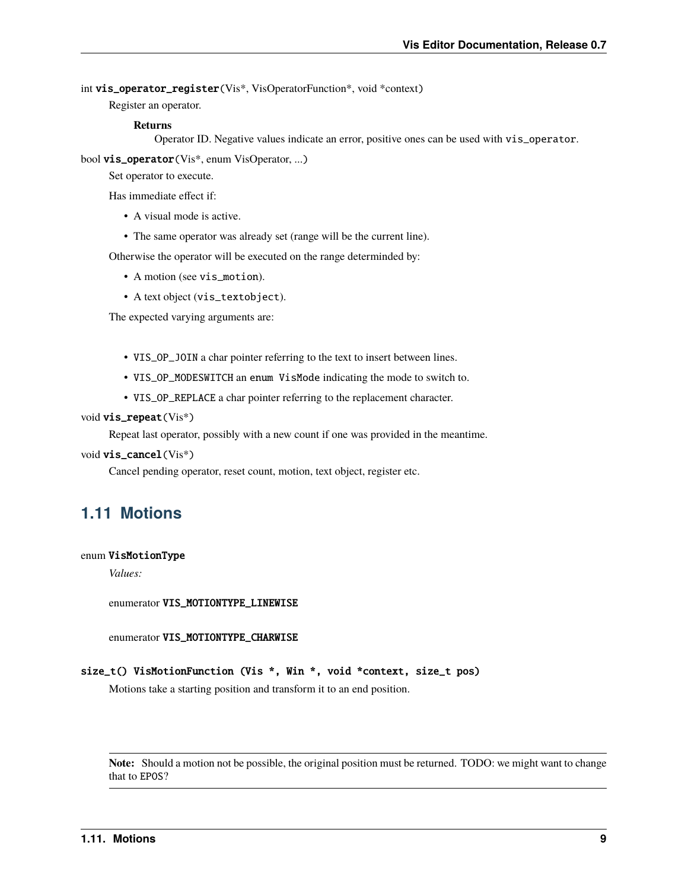int **vis_operator_register**(Vis*, VisOperatorFunction*, void *context)

Register an operator.

**Returns**

Operator ID. Negative values indicate an error, positive ones can be used with `vis_operator`.

bool **vis_operator**(Vis*, enum VisOperator, ...)

Set operator to execute.

Has immediate effect if:

- A visual mode is active.
- The same operator was already set (range will be the current line).

Otherwise the operator will be executed on the range determinded by:

- A motion (see `vis_motion`).
- A text object (`vis_textobject`).

The expected varying arguments are:

- `VIS_OP_JOIN` a char pointer referring to the text to insert between lines.
- `VIS_OP_MODESWITCH` an `enum VisMode` indicating the mode to switch to.
- `VIS_OP_REPLACE` a char pointer referring to the replacement character.

void **vis_repeat**(Vis*)

Repeat last operator, possibly with a new count if one was provided in the meantime.

void **vis_cancel**(Vis*)

Cancel pending operator, reset count, motion, text object, register etc.

## 1.11 Motions

enum **VisMotionType**

*Values:*

enumerator **VIS_MOTIONTYPE_LINEWISE**

enumerator **VIS_MOTIONTYPE_CHARWISE**

**size_t() VisMotionFunction (Vis *, Win *, void *context, size_t pos)**

Motions take a starting position and transform it to an end position.

**Note:** Should a motion not be possible, the original position must be returned. TODO: we might want to change that to `EPOS`?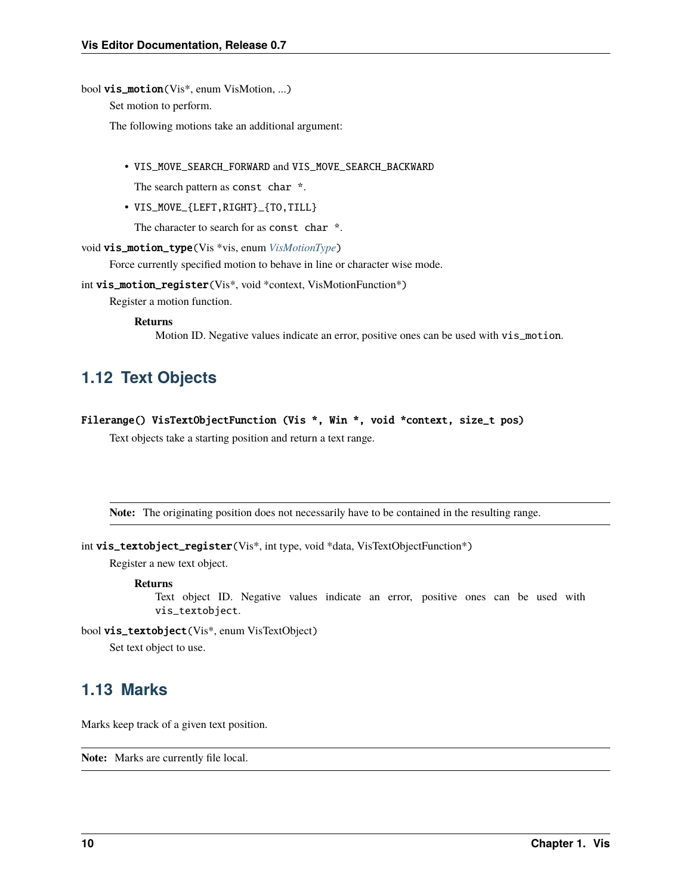bool **vis_motion**(Vis*, enum VisMotion, ...)

Set motion to perform.

The following motions take an additional argument:

- `VIS_MOVE_SEARCH_FORWARD` and `VIS_MOVE_SEARCH_BACKWARD`

  The search pattern as `const char *`.

- `VIS_MOVE_{LEFT,RIGHT}_{TO,TILL}`

  The character to search for as `const char *`.

void **vis_motion_type**(Vis *vis, enum *VisMotionType*)

Force currently specified motion to behave in line or character wise mode.

int **vis_motion_register**(Vis*, void *context, VisMotionFunction*)

Register a motion function.

**Returns**

Motion ID. Negative values indicate an error, positive ones can be used with `vis_motion`.

## 1.12 Text Objects

**Filerange() VisTextObjectFunction (Vis *, Win *, void *context, size_t pos)**

Text objects take a starting position and return a text range.

> **Note:** The originating position does not necessarily have to be contained in the resulting range.

int **vis_textobject_register**(Vis*, int type, void *data, VisTextObjectFunction*)

Register a new text object.

**Returns**

Text object ID. Negative values indicate an error, positive ones can be used with `vis_textobject`.

bool **vis_textobject**(Vis*, enum VisTextObject)

Set text object to use.

## 1.13 Marks

Marks keep track of a given text position.

> **Note:** Marks are currently file local.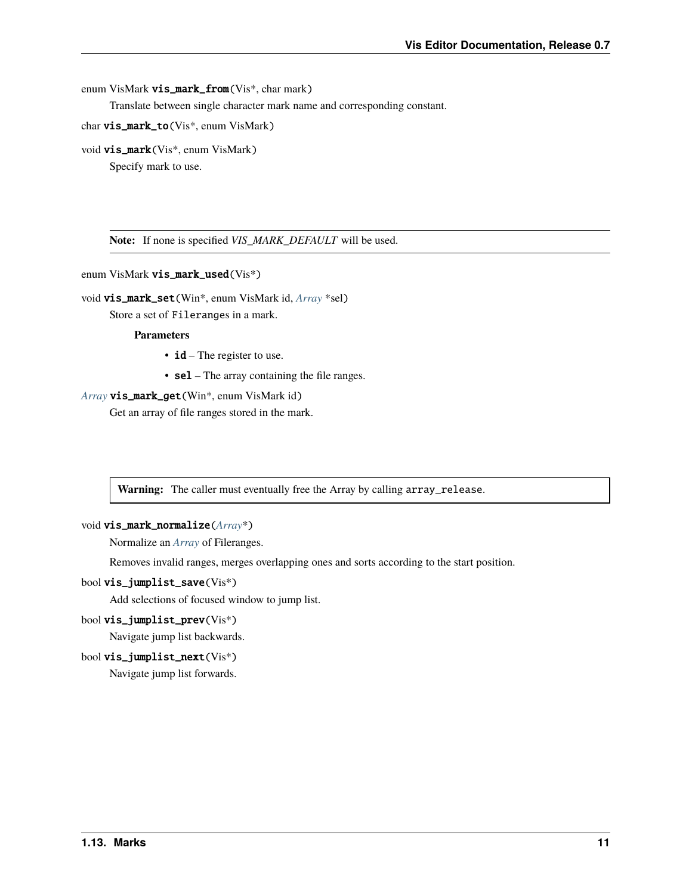enum VisMark **vis_mark_from**(Vis*, char mark)

Translate between single character mark name and corresponding constant.

char **vis_mark_to**(Vis*, enum VisMark)

void **vis_mark**(Vis*, enum VisMark)

Specify mark to use.

> **Note:** If none is specified *VIS_MARK_DEFAULT* will be used.

enum VisMark **vis_mark_used**(Vis*)

void **vis_mark_set**(Win*, enum VisMark id, *Array* *sel)

Store a set of `Filerange`s in a mark.

**Parameters**

- **id** – The register to use.
- **sel** – The array containing the file ranges.

*Array* **vis_mark_get**(Win*, enum VisMark id)

Get an array of file ranges stored in the mark.

> **Warning:** The caller must eventually free the Array by calling `array_release`.

void **vis_mark_normalize**(*Array**)

Normalize an *Array* of Fileranges.

Removes invalid ranges, merges overlapping ones and sorts according to the start position.

bool **vis_jumplist_save**(Vis*)

Add selections of focused window to jump list.

bool **vis_jumplist_prev**(Vis*)

Navigate jump list backwards.

bool **vis_jumplist_next**(Vis*)

Navigate jump list forwards.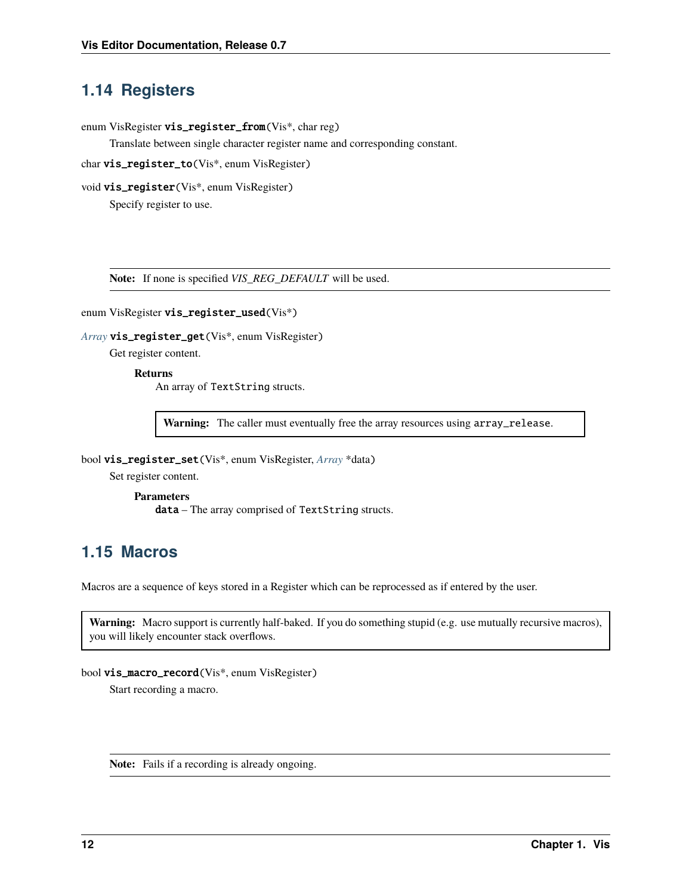## 1.14 Registers

enum VisRegister **vis_register_from**(Vis*, char reg)

Translate between single character register name and corresponding constant.

char **vis_register_to**(Vis*, enum VisRegister)

void **vis_register**(Vis*, enum VisRegister)

Specify register to use.

> **Note:** If none is specified *VIS_REG_DEFAULT* will be used.

enum VisRegister **vis_register_used**(Vis*)

*Array* **vis_register_get**(Vis*, enum VisRegister)

Get register content.

**Returns**

An array of `TextString` structs.

> **Warning:** The caller must eventually free the array resources using `array_release`.

bool **vis_register_set**(Vis*, enum VisRegister, *Array* *data)

Set register content.

**Parameters**

**`data`** – The array comprised of `TextString` structs.

## 1.15 Macros

Macros are a sequence of keys stored in a Register which can be reprocessed as if entered by the user.

> **Warning:** Macro support is currently half-baked. If you do something stupid (e.g. use mutually recursive macros), you will likely encounter stack overflows.

bool **vis_macro_record**(Vis*, enum VisRegister)

Start recording a macro.

> **Note:** Fails if a recording is already ongoing.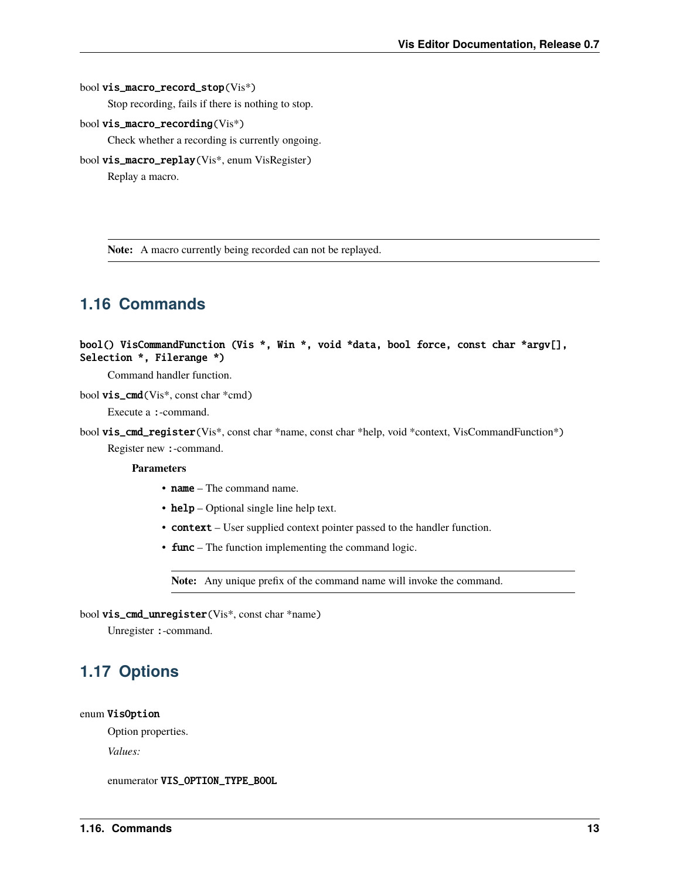bool **vis_macro_record_stop**(Vis*)

Stop recording, fails if there is nothing to stop.

bool **vis_macro_recording**(Vis*)

Check whether a recording is currently ongoing.

bool **vis_macro_replay**(Vis*, enum VisRegister)

Replay a macro.

> **Note:** A macro currently being recorded can not be replayed.

## 1.16 Commands

**bool() VisCommandFunction (Vis *, Win *, void *data, bool force, const char *argv[], Selection *, Filerange *)**

Command handler function.

bool **vis_cmd**(Vis*, const char *cmd)

Execute a `:`-command.

bool **vis_cmd_register**(Vis*, const char *name, const char *help, void *context, VisCommandFunction*)

Register new `:`-command.

**Parameters**

- **name** – The command name.
- **help** – Optional single line help text.
- **context** – User supplied context pointer passed to the handler function.
- **func** – The function implementing the command logic.

> **Note:** Any unique prefix of the command name will invoke the command.

bool **vis_cmd_unregister**(Vis*, const char *name)

Unregister `:`-command.

## 1.17 Options

enum **VisOption**

Option properties.

*Values:*

enumerator **VIS_OPTION_TYPE_BOOL**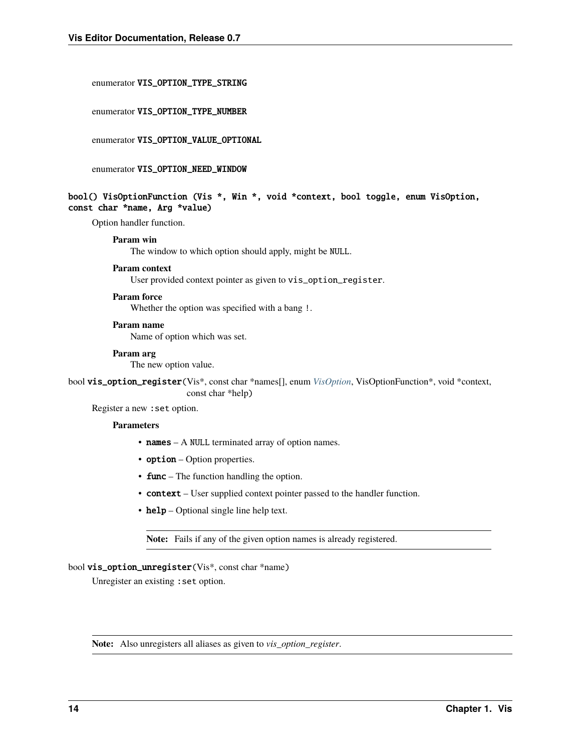enumerator `VIS_OPTION_TYPE_STRING`

enumerator `VIS_OPTION_TYPE_NUMBER`

enumerator `VIS_OPTION_VALUE_OPTIONAL`

enumerator `VIS_OPTION_NEED_WINDOW`

`bool() VisOptionFunction (Vis *, Win *, void *context, bool toggle, enum VisOption, const char *name, Arg *value)`

Option handler function.

**Param win**
The window to which option should apply, might be `NULL`.

**Param context**
User provided context pointer as given to `vis_option_register`.

**Param force**
Whether the option was specified with a bang `!`.

**Param name**
Name of option which was set.

**Param arg**
The new option value.

bool **vis_option_register**(Vis*, const char *names[], enum *VisOption*, VisOptionFunction*, void *context, const char *help)

Register a new `:set` option.

**Parameters**

- **names** – A `NULL` terminated array of option names.
- **option** – Option properties.
- **func** – The function handling the option.
- **context** – User supplied context pointer passed to the handler function.
- **help** – Optional single line help text.

**Note:** Fails if any of the given option names is already registered.

bool **vis_option_unregister**(Vis*, const char *name)

Unregister an existing `:set` option.

**Note:** Also unregisters all aliases as given to *vis_option_register*.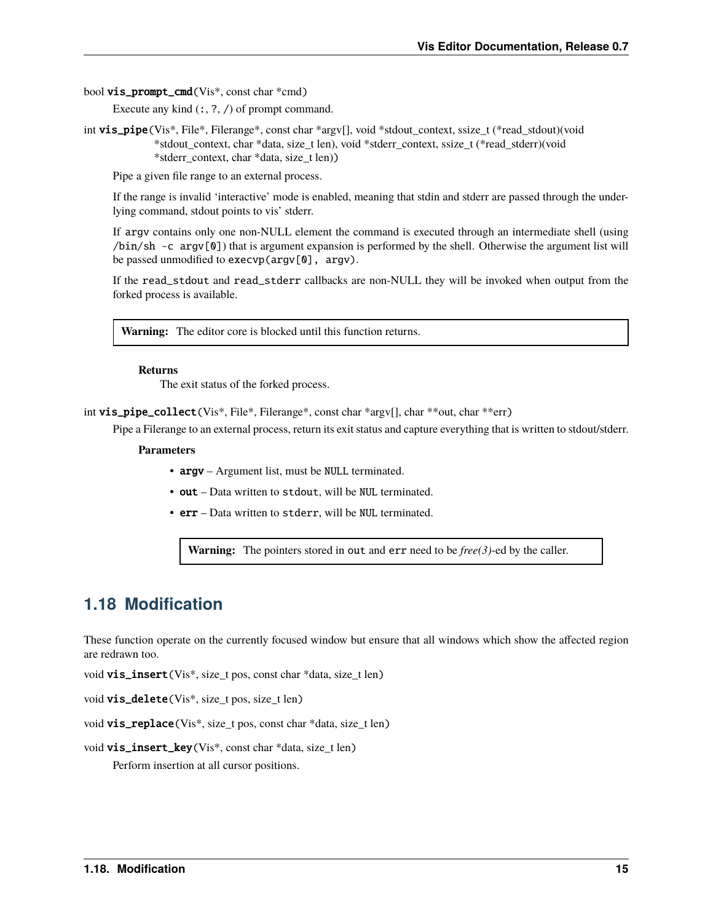bool **vis_prompt_cmd**(Vis*, const char *cmd)

Execute any kind (`:`, `?`, `/`) of prompt command.

int **vis_pipe**(Vis*, File*, Filerange*, const char *argv[], void *stdout_context, ssize_t (*read_stdout)(void *stdout_context, char *data, size_t len), void *stderr_context, ssize_t (*read_stderr)(void *stderr_context, char *data, size_t len))

Pipe a given file range to an external process.

If the range is invalid 'interactive' mode is enabled, meaning that stdin and stderr are passed through the underlying command, stdout points to vis' stderr.

If `argv` contains only one non-NULL element the command is executed through an intermediate shell (using `/bin/sh -c argv[0]`) that is argument expansion is performed by the shell. Otherwise the argument list will be passed unmodified to `execvp(argv[0], argv)`.

If the `read_stdout` and `read_stderr` callbacks are non-NULL they will be invoked when output from the forked process is available.

> **Warning:** The editor core is blocked until this function returns.

**Returns**
The exit status of the forked process.

int **vis_pipe_collect**(Vis*, File*, Filerange*, const char *argv[], char **out, char **err)

Pipe a Filerange to an external process, return its exit status and capture everything that is written to stdout/stderr.

**Parameters**

- **argv** – Argument list, must be `NULL` terminated.
- **out** – Data written to `stdout`, will be `NUL` terminated.
- **err** – Data written to `stderr`, will be `NUL` terminated.

> **Warning:** The pointers stored in `out` and `err` need to be *free(3)*-ed by the caller.

## 1.18 Modification

These function operate on the currently focused window but ensure that all windows which show the affected region are redrawn too.

void **vis_insert**(Vis*, size_t pos, const char *data, size_t len)

void **vis_delete**(Vis*, size_t pos, size_t len)

void **vis_replace**(Vis*, size_t pos, const char *data, size_t len)

void **vis_insert_key**(Vis*, const char *data, size_t len)

Perform insertion at all cursor positions.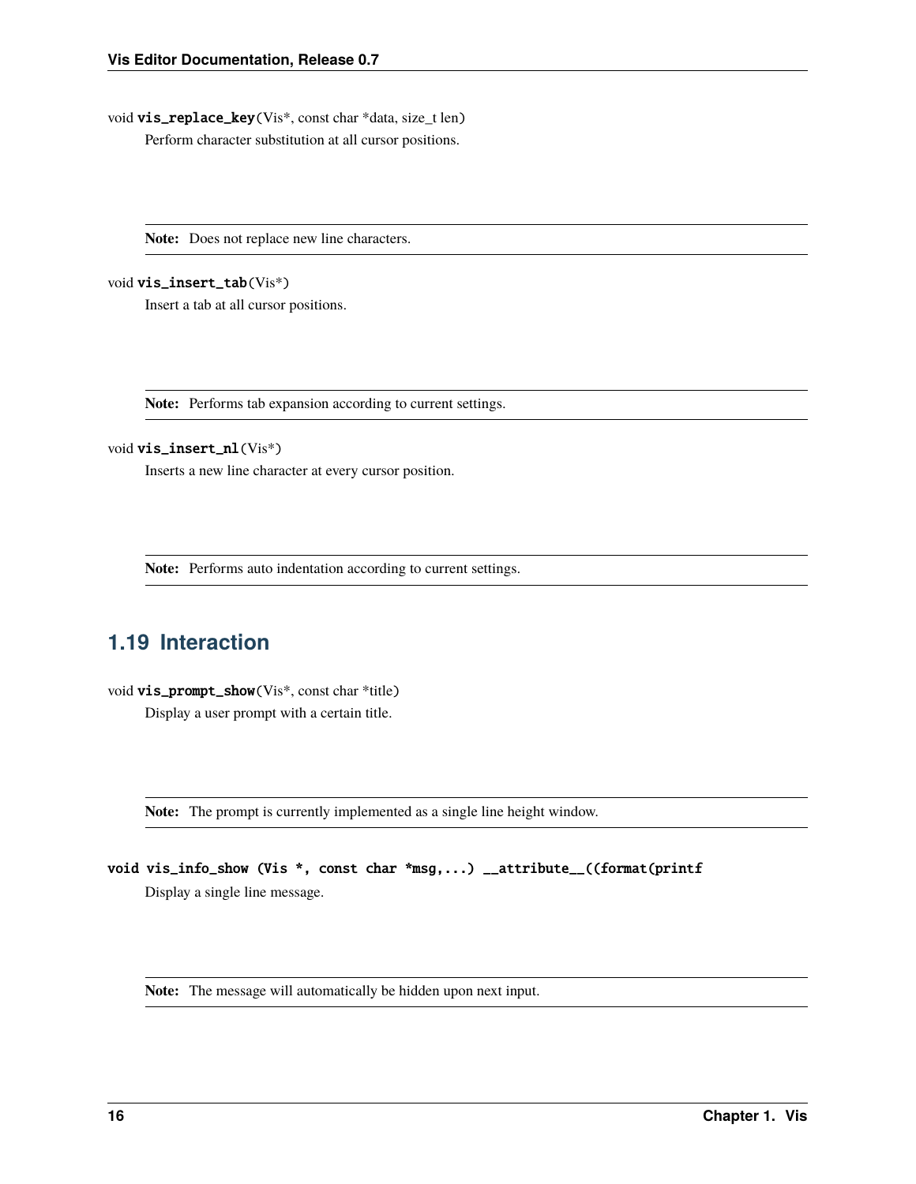void **vis_replace_key**(Vis*, const char *data, size_t len)

Perform character substitution at all cursor positions.

> **Note:** Does not replace new line characters.

void **vis_insert_tab**(Vis*)

Insert a tab at all cursor positions.

> **Note:** Performs tab expansion according to current settings.

void **vis_insert_nl**(Vis*)

Inserts a new line character at every cursor position.

> **Note:** Performs auto indentation according to current settings.

## 1.19 Interaction

void **vis_prompt_show**(Vis*, const char *title)

Display a user prompt with a certain title.

> **Note:** The prompt is currently implemented as a single line height window.

**void vis_info_show (Vis *, const char *msg,...) __attribute__((format(printf**

Display a single line message.

> **Note:** The message will automatically be hidden upon next input.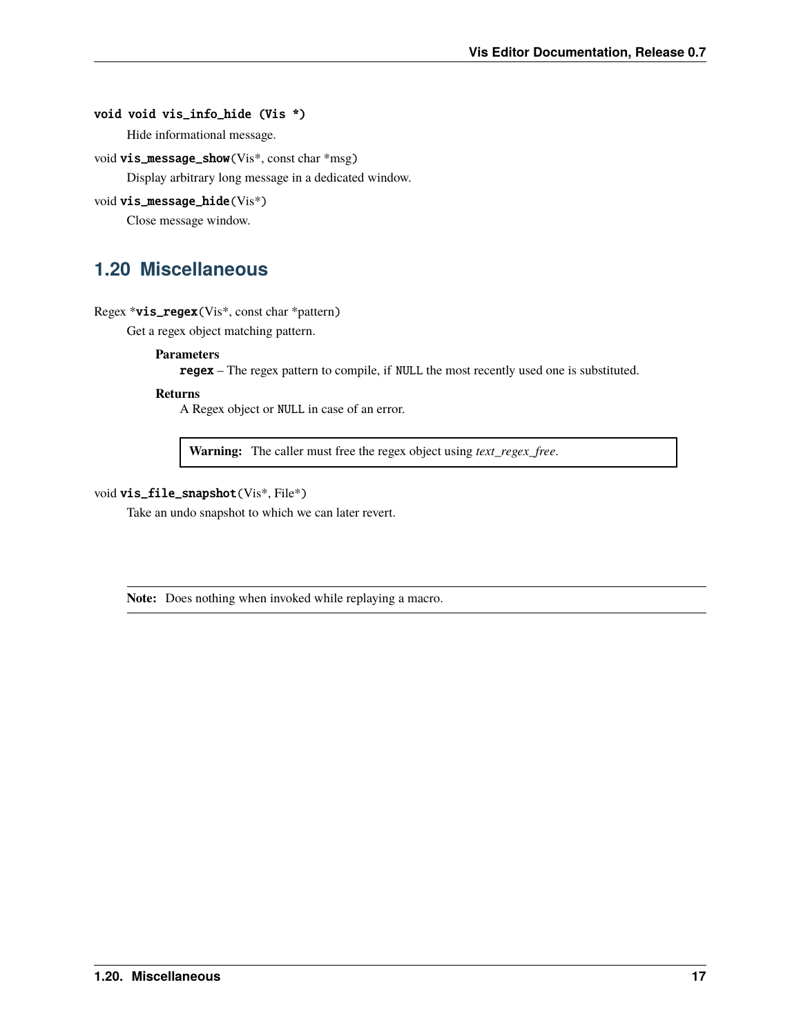`void void vis_info_hide (Vis *)`

Hide informational message.

void **vis_message_show**(Vis*, const char *msg)

Display arbitrary long message in a dedicated window.

void **vis_message_hide**(Vis*)

Close message window.

## 1.20 Miscellaneous

Regex ***vis_regex**(Vis*, const char *pattern)

Get a regex object matching pattern.

**Parameters**

**regex** – The regex pattern to compile, if NULL the most recently used one is substituted.

**Returns**

A Regex object or NULL in case of an error.

> **Warning:** The caller must free the regex object using *text_regex_free*.

void **vis_file_snapshot**(Vis*, File*)

Take an undo snapshot to which we can later revert.

> **Note:** Does nothing when invoked while replaying a macro.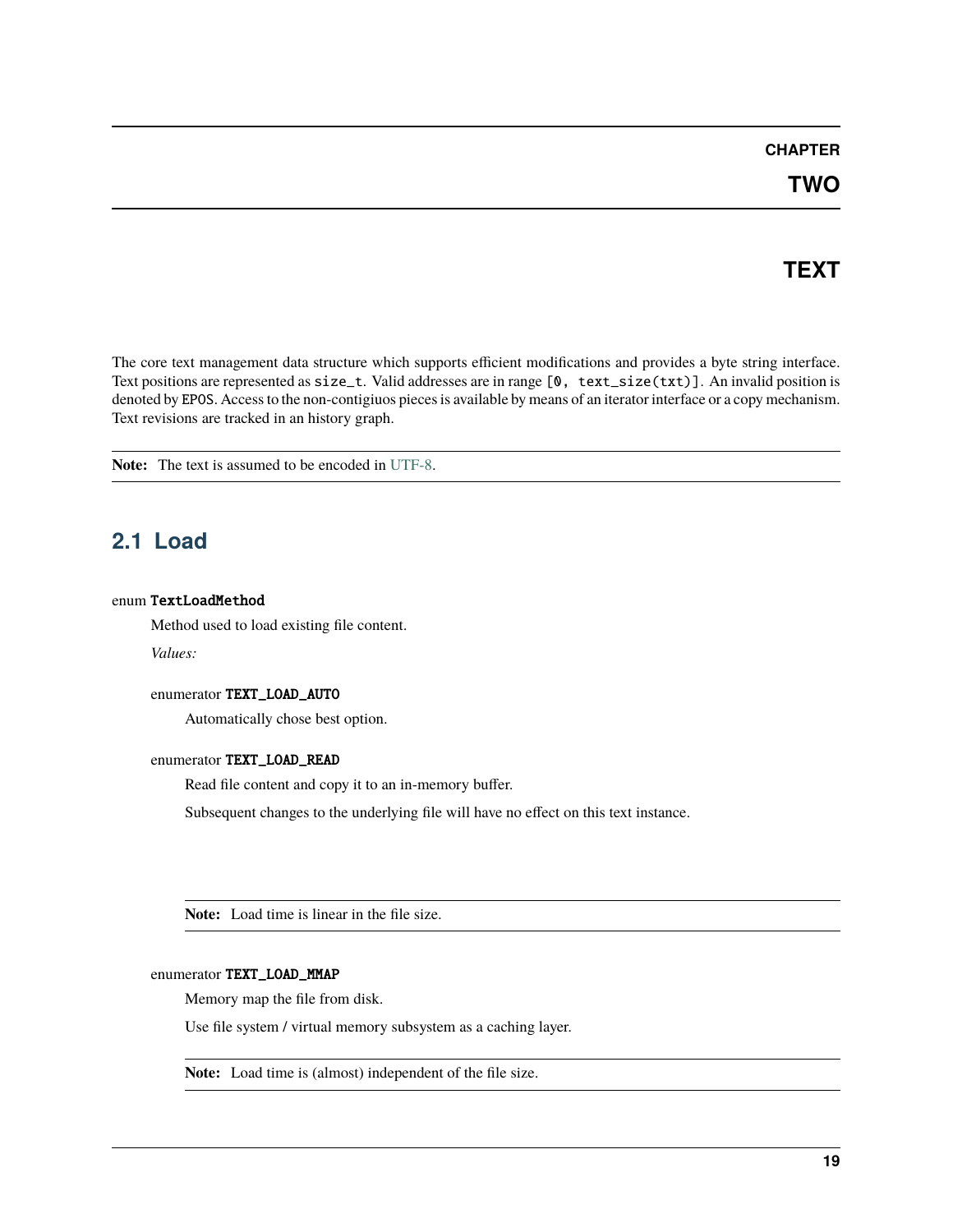# CHAPTER TWO

# TEXT

The core text management data structure which supports efficient modifications and provides a byte string interface. Text positions are represented as `size_t`. Valid addresses are in range `[0, text_size(txt)]`. An invalid position is denoted by `EPOS`. Access to the non-contigiuos pieces is available by means of an iterator interface or a copy mechanism. Text revisions are tracked in an history graph.

**Note:** The text is assumed to be encoded in UTF-8.

## 2.1 Load

enum **TextLoadMethod**

Method used to load existing file content.

*Values:*

enumerator **TEXT_LOAD_AUTO**

Automatically chose best option.

enumerator **TEXT_LOAD_READ**

Read file content and copy it to an in-memory buffer.

Subsequent changes to the underlying file will have no effect on this text instance.

**Note:** Load time is linear in the file size.

enumerator **TEXT_LOAD_MMAP**

Memory map the file from disk.

Use file system / virtual memory subsystem as a caching layer.

**Note:** Load time is (almost) independent of the file size.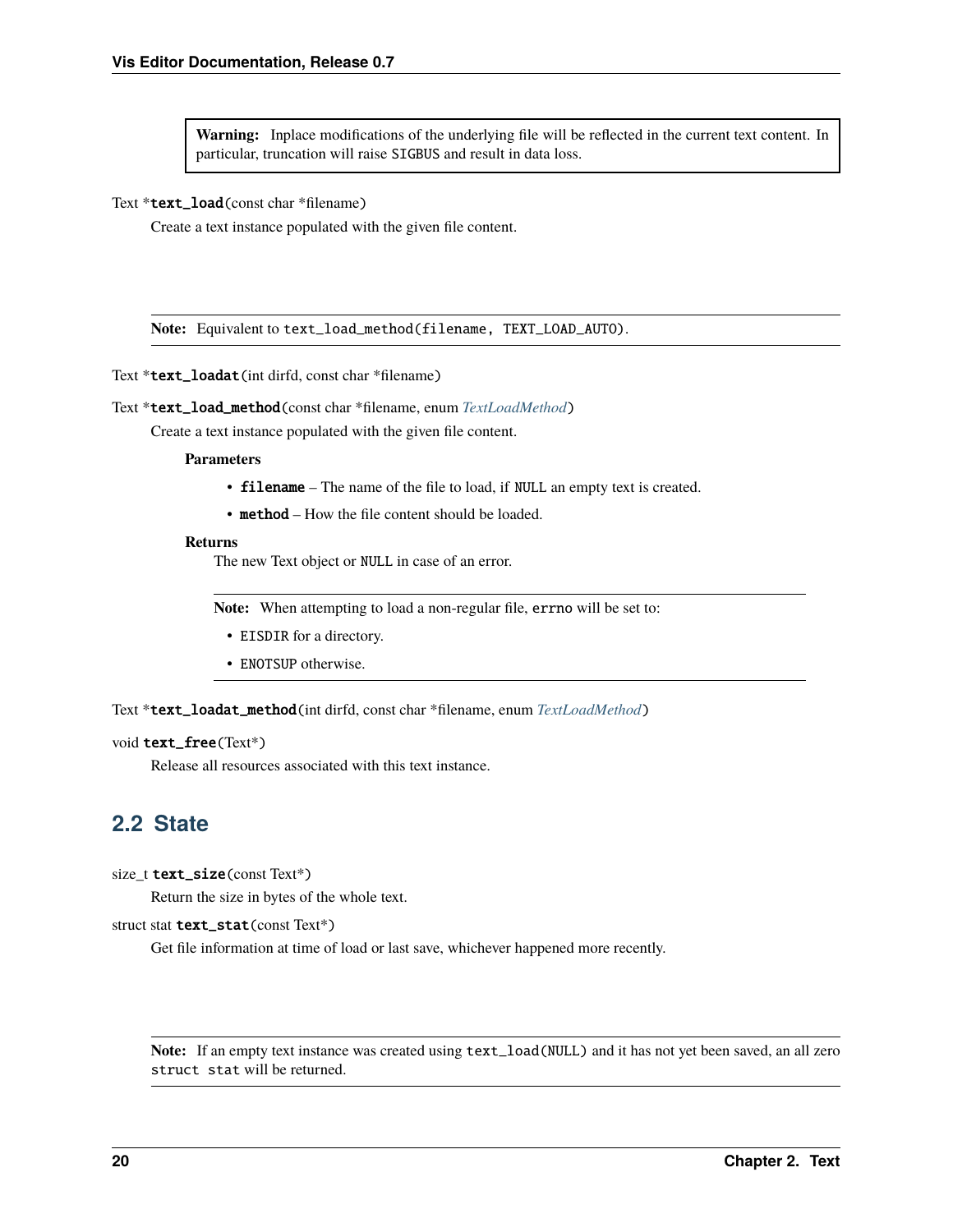> **Warning:** Inplace modifications of the underlying file will be reflected in the current text content. In particular, truncation will raise `SIGBUS` and result in data loss.

Text ***text_load**(const char *filename)

Create a text instance populated with the given file content.

> **Note:** Equivalent to `text_load_method(filename, TEXT_LOAD_AUTO)`.

Text ***text_loadat**(int dirfd, const char *filename)

Text ***text_load_method**(const char *filename, enum *TextLoadMethod*)

Create a text instance populated with the given file content.

**Parameters**

- **filename** – The name of the file to load, if `NULL` an empty text is created.
- **method** – How the file content should be loaded.

**Returns**

The new Text object or `NULL` in case of an error.

> **Note:** When attempting to load a non-regular file, `errno` will be set to:
>
> - `EISDIR` for a directory.
> - `ENOTSUP` otherwise.

Text ***text_loadat_method**(int dirfd, const char *filename, enum *TextLoadMethod*)

void **text_free**(Text*)

Release all resources associated with this text instance.

## 2.2 State

size_t **text_size**(const Text*)

Return the size in bytes of the whole text.

struct stat **text_stat**(const Text*)

Get file information at time of load or last save, whichever happened more recently.

> **Note:** If an empty text instance was created using `text_load(NULL)` and it has not yet been saved, an all zero `struct stat` will be returned.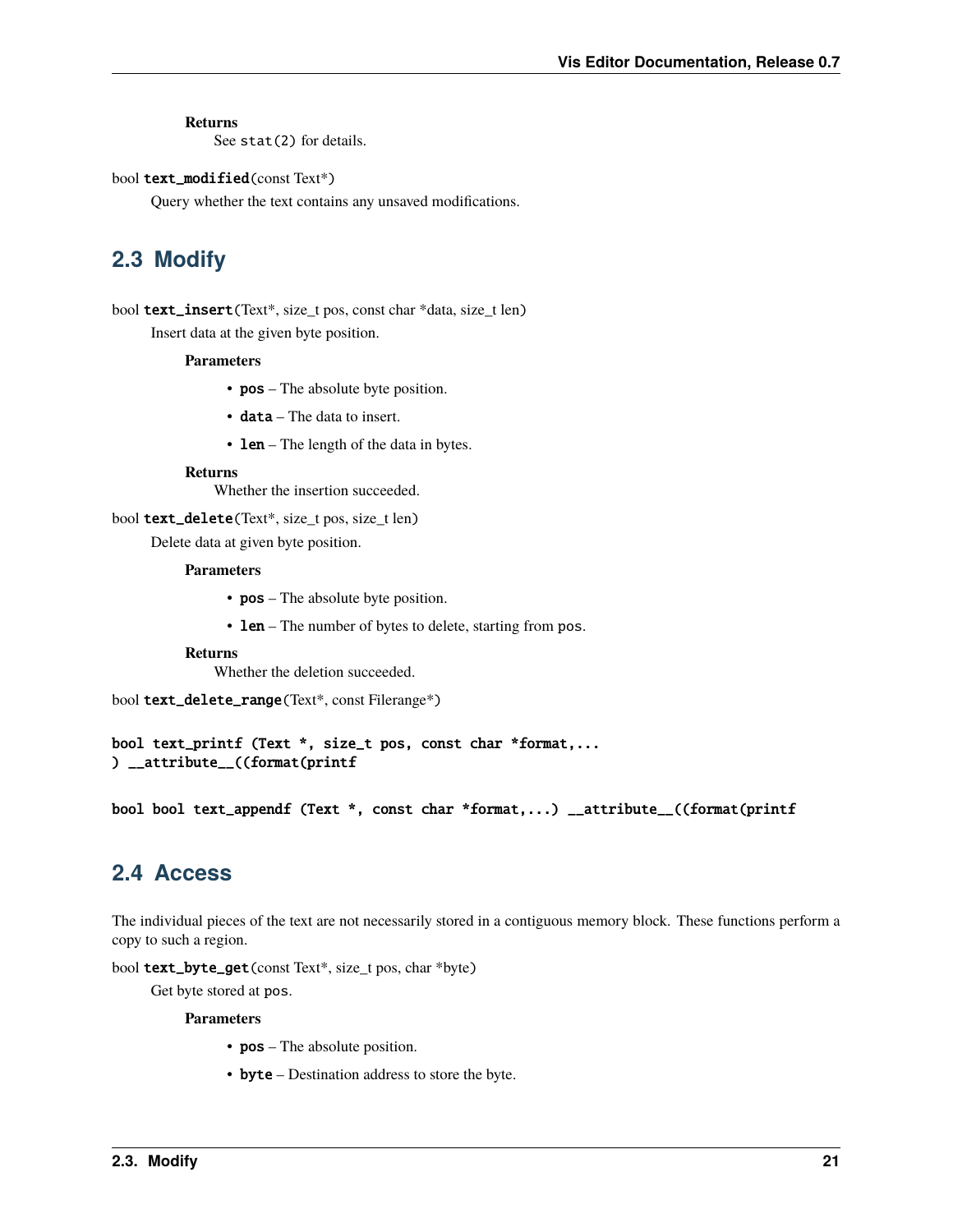**Returns**

See `stat(2)` for details.

bool **text_modified**(const Text*)

Query whether the text contains any unsaved modifications.

## 2.3 Modify

bool **text_insert**(Text*, size_t pos, const char *data, size_t len)

Insert data at the given byte position.

**Parameters**

- **pos** – The absolute byte position.
- **data** – The data to insert.
- **len** – The length of the data in bytes.

**Returns**

Whether the insertion succeeded.

bool **text_delete**(Text*, size_t pos, size_t len)

Delete data at given byte position.

**Parameters**

- **pos** – The absolute byte position.
- **len** – The number of bytes to delete, starting from `pos`.

**Returns**

Whether the deletion succeeded.

bool **text_delete_range**(Text*, const Filerange*)

```
bool text_printf (Text *, size_t pos, const char *format,...
) __attribute__((format(printf
```

```
bool bool text_appendf (Text *, const char *format,...) __attribute__((format(printf
```

## 2.4 Access

The individual pieces of the text are not necessarily stored in a contiguous memory block. These functions perform a copy to such a region.

bool **text_byte_get**(const Text*, size_t pos, char *byte)

Get byte stored at `pos`.

**Parameters**

- **pos** – The absolute position.
- **byte** – Destination address to store the byte.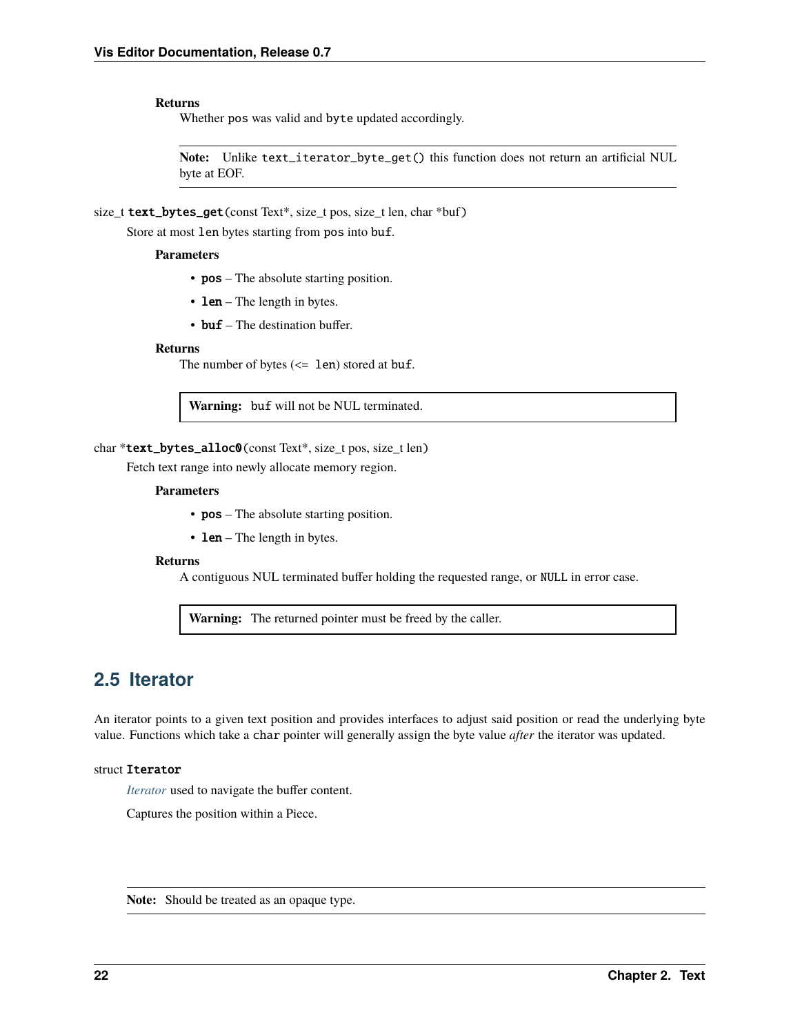**Returns**

Whether `pos` was valid and `byte` updated accordingly.

> **Note:** Unlike `text_iterator_byte_get()` this function does not return an artificial NUL byte at EOF.

size_t **text_bytes_get**(const Text*, size_t pos, size_t len, char *buf)

Store at most `len` bytes starting from `pos` into `buf`.

**Parameters**

- **pos** – The absolute starting position.
- **len** – The length in bytes.
- **buf** – The destination buffer.

**Returns**

The number of bytes (`<= len`) stored at `buf`.

> **Warning:** `buf` will not be NUL terminated.

char ***text_bytes_alloc0**(const Text*, size_t pos, size_t len)

Fetch text range into newly allocate memory region.

**Parameters**

- **pos** – The absolute starting position.
- **len** – The length in bytes.

**Returns**

A contiguous NUL terminated buffer holding the requested range, or `NULL` in error case.

> **Warning:** The returned pointer must be freed by the caller.

## 2.5 Iterator

An iterator points to a given text position and provides interfaces to adjust said position or read the underlying byte value. Functions which take a `char` pointer will generally assign the byte value *after* the iterator was updated.

struct **Iterator**

*Iterator* used to navigate the buffer content.

Captures the position within a Piece.

> **Note:** Should be treated as an opaque type.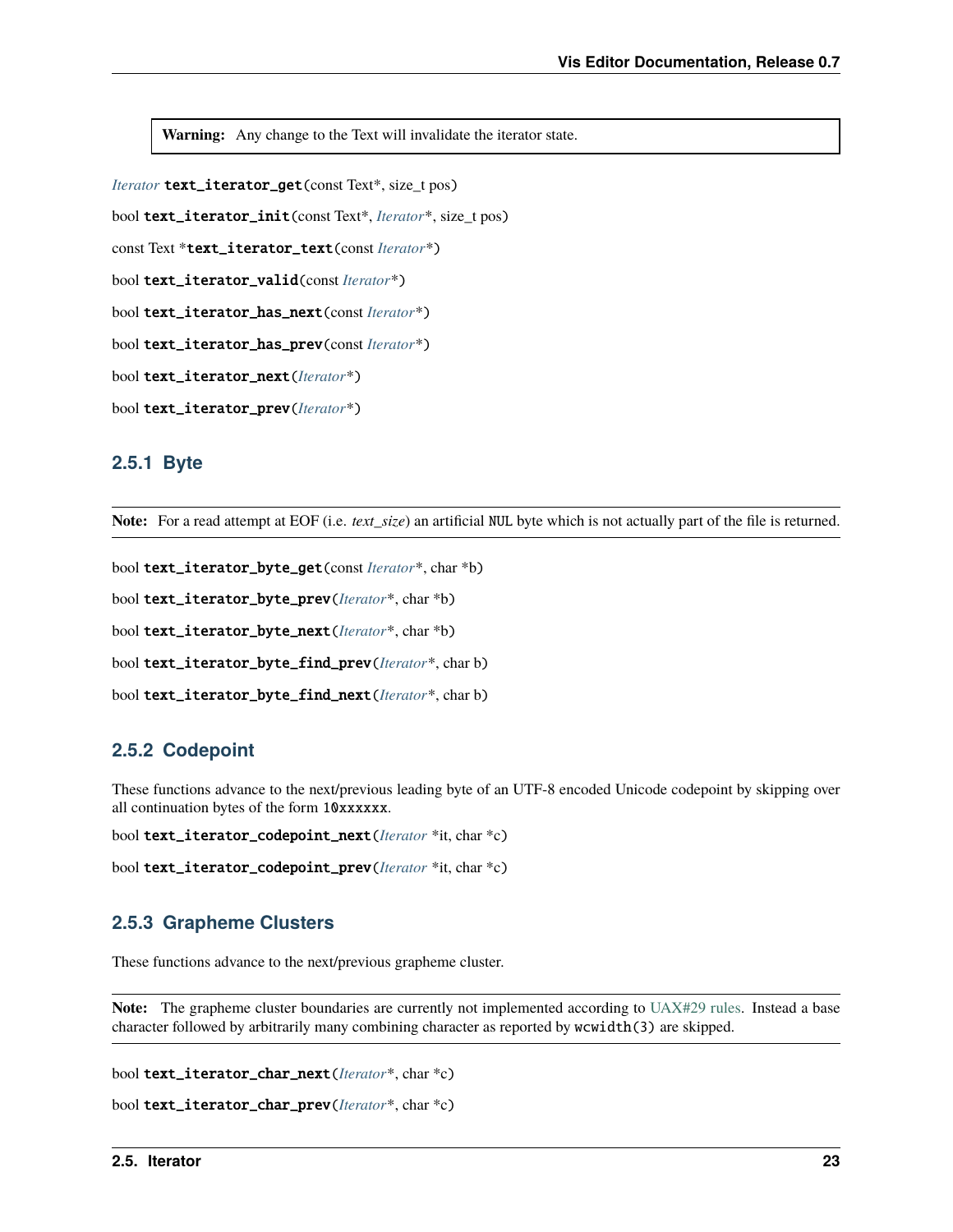**Warning:** Any change to the Text will invalidate the iterator state.

*Iterator* **text_iterator_get**(const Text*, size_t pos)

bool **text_iterator_init**(const Text*, *Iterator**, size_t pos)

const Text ***text_iterator_text**(const *Iterator**)

bool **text_iterator_valid**(const *Iterator**)

bool **text_iterator_has_next**(const *Iterator**)

bool **text_iterator_has_prev**(const *Iterator**)

bool **text_iterator_next**(*Iterator**)

bool **text_iterator_prev**(*Iterator**)

### 2.5.1 Byte

**Note:** For a read attempt at EOF (i.e. *text_size*) an artificial `NUL` byte which is not actually part of the file is returned.

bool **text_iterator_byte_get**(const *Iterator**, char *b)

bool **text_iterator_byte_prev**(*Iterator**, char *b)

bool **text_iterator_byte_next**(*Iterator**, char *b)

bool **text_iterator_byte_find_prev**(*Iterator**, char b)

bool **text_iterator_byte_find_next**(*Iterator**, char b)

### 2.5.2 Codepoint

These functions advance to the next/previous leading byte of an UTF-8 encoded Unicode codepoint by skipping over all continuation bytes of the form `10xxxxxx`.

bool **text_iterator_codepoint_next**(*Iterator* *it, char *c)

bool **text_iterator_codepoint_prev**(*Iterator* *it, char *c)

### 2.5.3 Grapheme Clusters

These functions advance to the next/previous grapheme cluster.

**Note:** The grapheme cluster boundaries are currently not implemented according to UAX#29 rules. Instead a base character followed by arbitrarily many combining character as reported by `wcwidth(3)` are skipped.

bool **text_iterator_char_next**(*Iterator**, char *c)

bool **text_iterator_char_prev**(*Iterator**, char *c)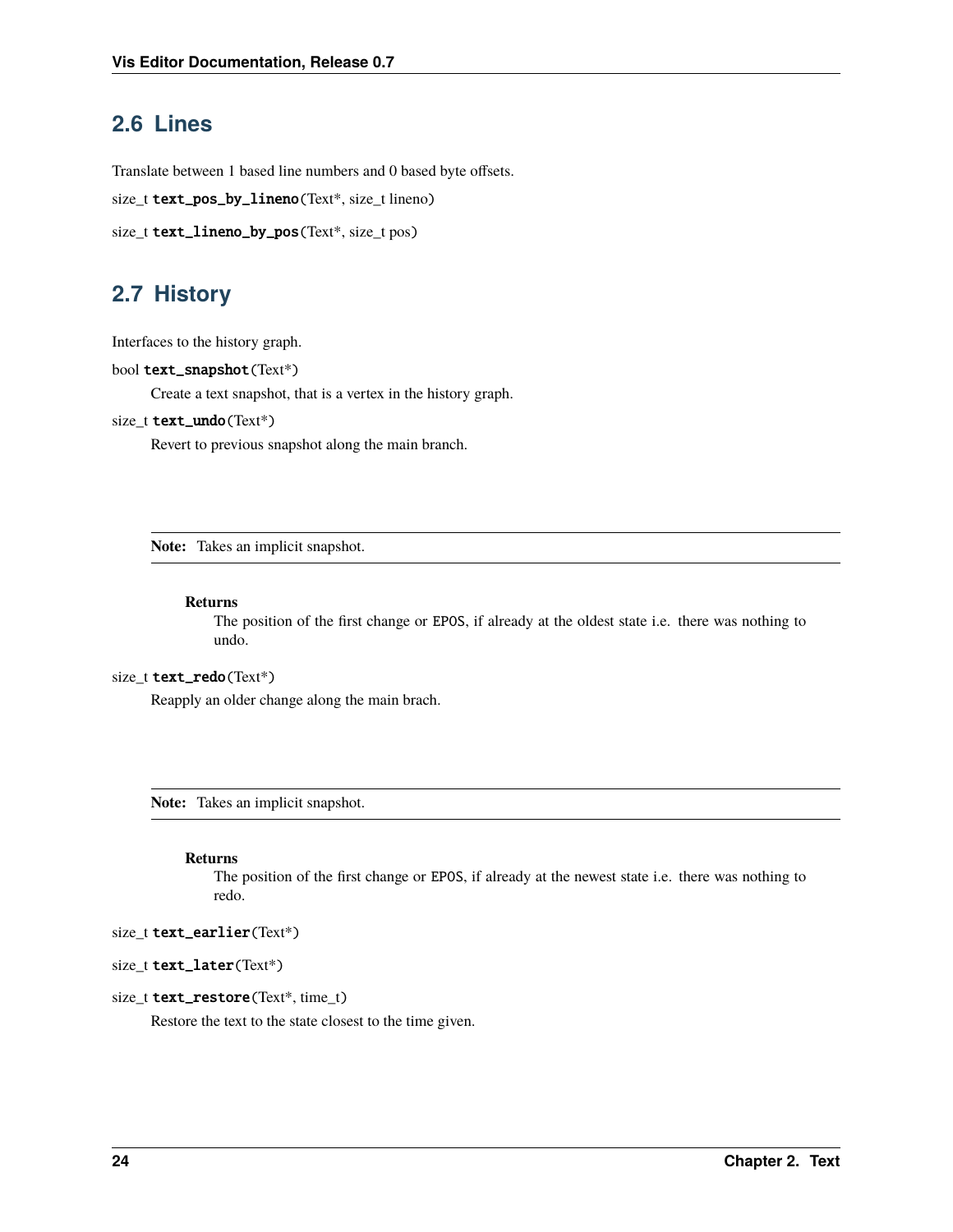## 2.6 Lines

Translate between 1 based line numbers and 0 based byte offsets.

size_t **text_pos_by_lineno**(Text*, size_t lineno)

size_t **text_lineno_by_pos**(Text*, size_t pos)

## 2.7 History

Interfaces to the history graph.

bool **text_snapshot**(Text*)

Create a text snapshot, that is a vertex in the history graph.

size_t **text_undo**(Text*)

Revert to previous snapshot along the main branch.

**Note:** Takes an implicit snapshot.

**Returns**
The position of the first change or `EPOS`, if already at the oldest state i.e. there was nothing to undo.

size_t **text_redo**(Text*)

Reapply an older change along the main brach.

**Note:** Takes an implicit snapshot.

**Returns**
The position of the first change or `EPOS`, if already at the newest state i.e. there was nothing to redo.

size_t **text_earlier**(Text*)

size_t **text_later**(Text*)

size_t **text_restore**(Text*, time_t)

Restore the text to the state closest to the time given.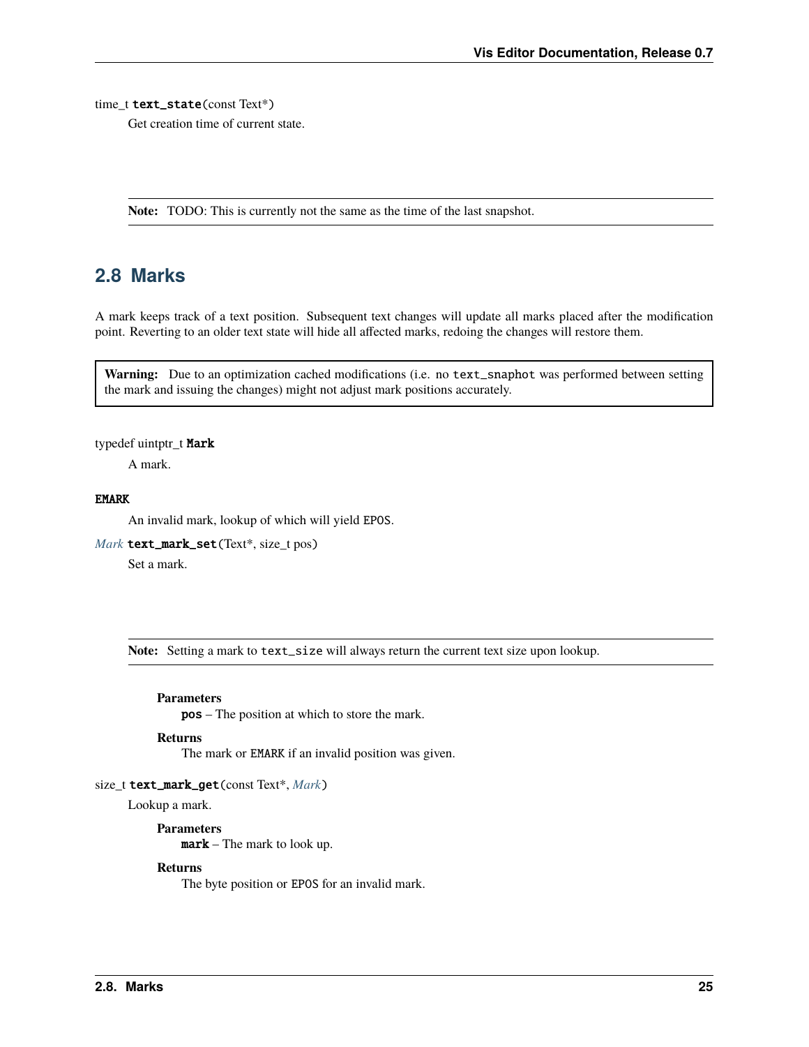time_t **text_state**(const Text*)

Get creation time of current state.

> **Note:** TODO: This is currently not the same as the time of the last snapshot.

## 2.8 Marks

A mark keeps track of a text position. Subsequent text changes will update all marks placed after the modification point. Reverting to an older text state will hide all affected marks, redoing the changes will restore them.

> **Warning:** Due to an optimization cached modifications (i.e. no `text_snaphot` was performed between setting the mark and issuing the changes) might not adjust mark positions accurately.

typedef uintptr_t **Mark**

A mark.

**EMARK**

An invalid mark, lookup of which will yield `EPOS`.

*Mark* **text_mark_set**(Text*, size_t pos)

Set a mark.

> **Note:** Setting a mark to `text_size` will always return the current text size upon lookup.

**Parameters**
  **pos** – The position at which to store the mark.

**Returns**
  The mark or `EMARK` if an invalid position was given.

size_t **text_mark_get**(const Text*, *Mark*)

Lookup a mark.

**Parameters**
  **mark** – The mark to look up.

**Returns**
  The byte position or `EPOS` for an invalid mark.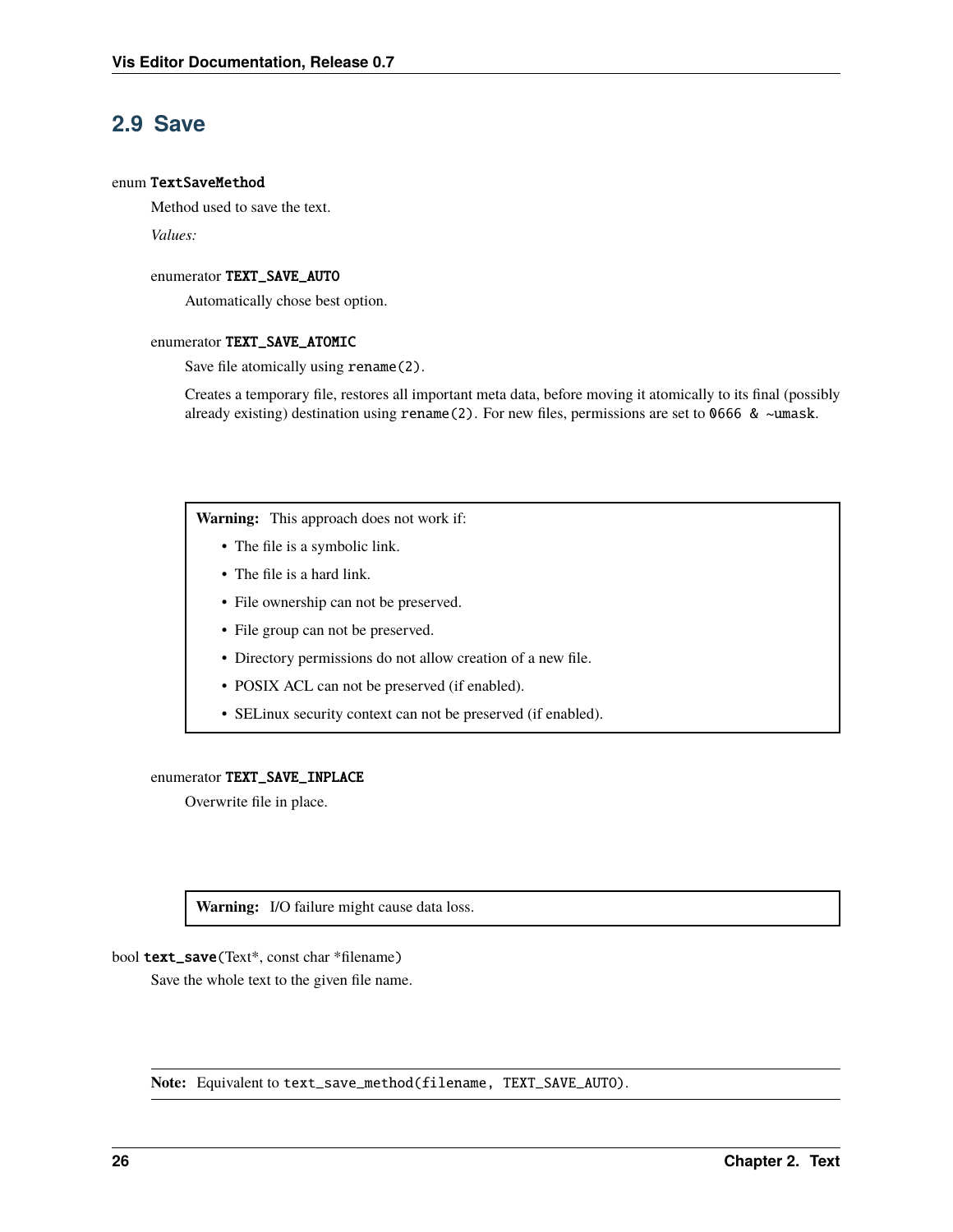## 2.9 Save

enum **TextSaveMethod**

Method used to save the text.

*Values:*

enumerator **TEXT_SAVE_AUTO**

Automatically chose best option.

enumerator **TEXT_SAVE_ATOMIC**

Save file atomically using `rename(2)`.

Creates a temporary file, restores all important meta data, before moving it atomically to its final (possibly already existing) destination using `rename(2)`. For new files, permissions are set to `0666 & ~umask`.

> **Warning:** This approach does not work if:
>
> - The file is a symbolic link.
> - The file is a hard link.
> - File ownership can not be preserved.
> - File group can not be preserved.
> - Directory permissions do not allow creation of a new file.
> - POSIX ACL can not be preserved (if enabled).
> - SELinux security context can not be preserved (if enabled).

enumerator **TEXT_SAVE_INPLACE**

Overwrite file in place.

> **Warning:** I/O failure might cause data loss.

bool **text_save**(Text*, const char *filename)

Save the whole text to the given file name.

> **Note:** Equivalent to `text_save_method(filename, TEXT_SAVE_AUTO)`.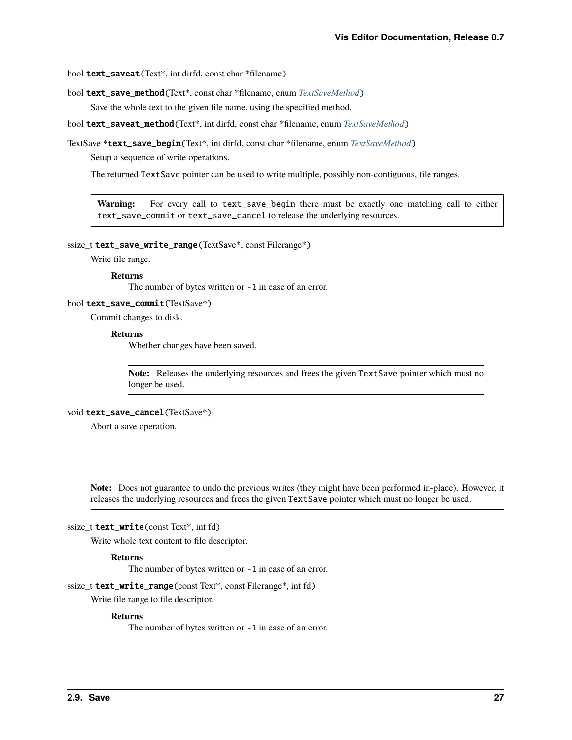bool **text_saveat**(Text*, int dirfd, const char *filename)

bool **text_save_method**(Text*, const char *filename, enum *TextSaveMethod*)

Save the whole text to the given file name, using the specified method.

bool **text_saveat_method**(Text*, int dirfd, const char *filename, enum *TextSaveMethod*)

TextSave ***text_save_begin**(Text*, int dirfd, const char *filename, enum *TextSaveMethod*)

Setup a sequence of write operations.

The returned `TextSave` pointer can be used to write multiple, possibly non-contiguous, file ranges.

> **Warning:** For every call to `text_save_begin` there must be exactly one matching call to either `text_save_commit` or `text_save_cancel` to release the underlying resources.

ssize_t **text_save_write_range**(TextSave*, const Filerange*)

Write file range.

**Returns**
The number of bytes written or `-1` in case of an error.

bool **text_save_commit**(TextSave*)

Commit changes to disk.

**Returns**
Whether changes have been saved.

> **Note:** Releases the underlying resources and frees the given `TextSave` pointer which must no longer be used.

void **text_save_cancel**(TextSave*)

Abort a save operation.

> **Note:** Does not guarantee to undo the previous writes (they might have been performed in-place). However, it releases the underlying resources and frees the given `TextSave` pointer which must no longer be used.

ssize_t **text_write**(const Text*, int fd)

Write whole text content to file descriptor.

**Returns**
The number of bytes written or `-1` in case of an error.

ssize_t **text_write_range**(const Text*, const Filerange*, int fd)

Write file range to file descriptor.

**Returns**
The number of bytes written or `-1` in case of an error.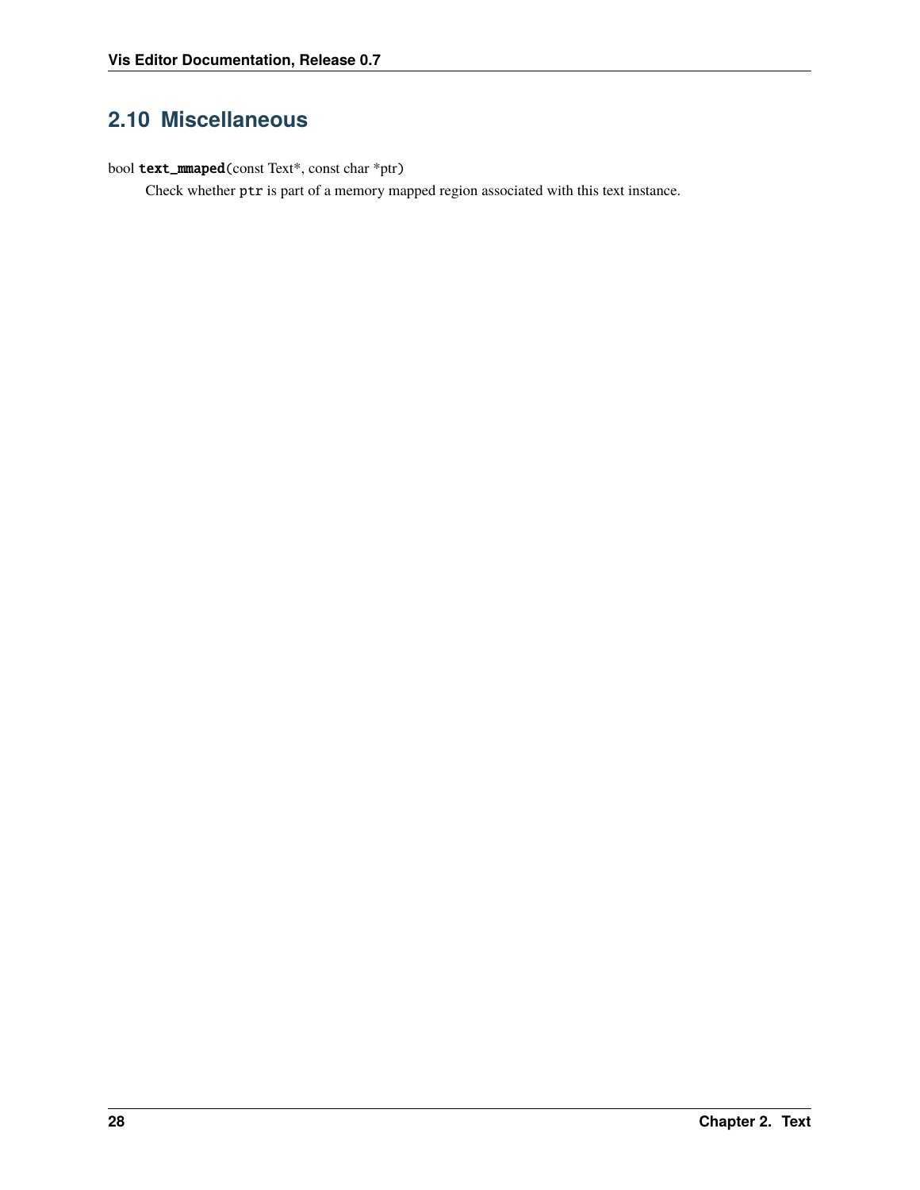## 2.10 Miscellaneous

bool **`text_mmaped`**(const Text*, const char *ptr)

Check whether `ptr` is part of a memory mapped region associated with this text instance.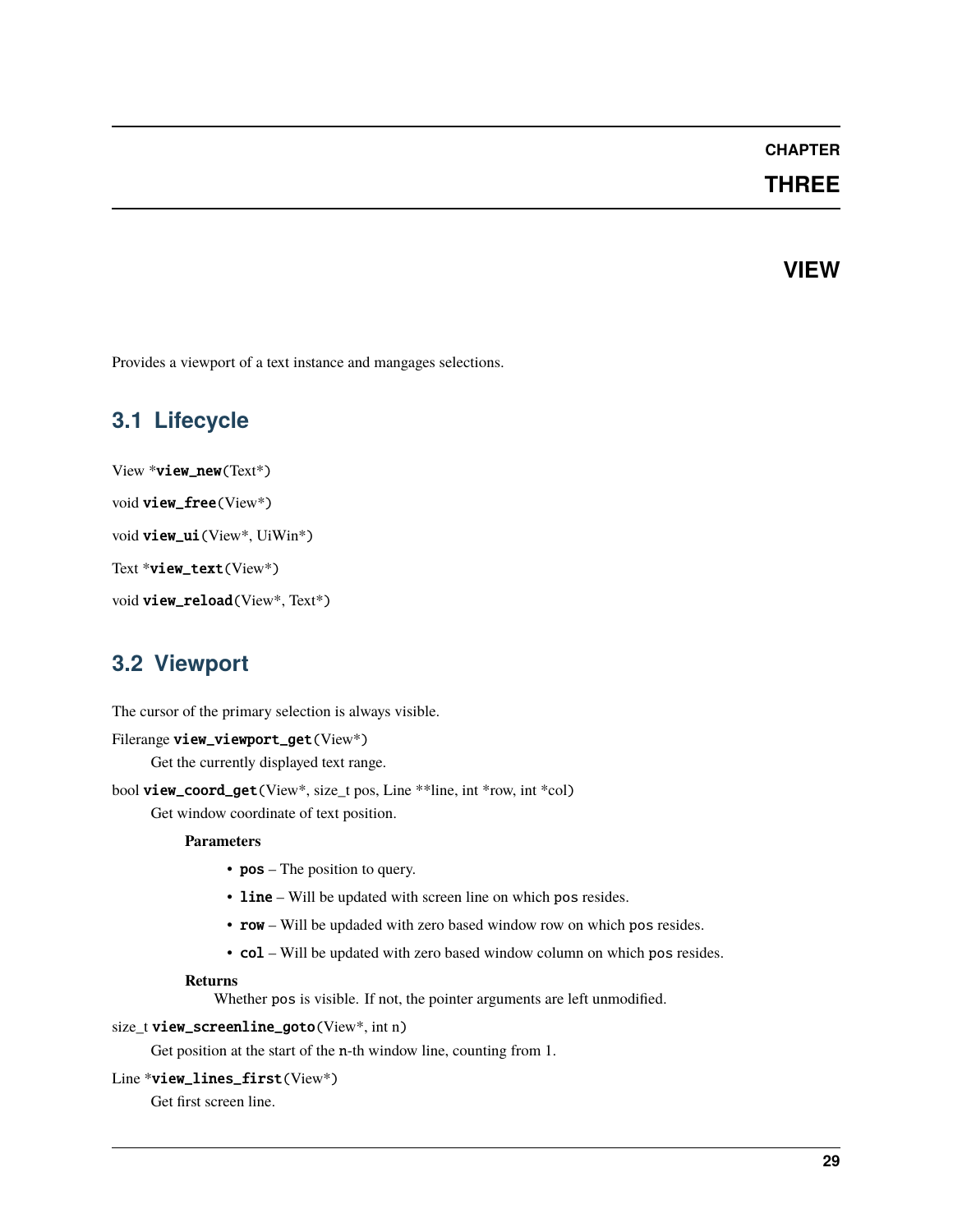# CHAPTER THREE

# VIEW

Provides a viewport of a text instance and mangages selections.

## 3.1 Lifecycle

View ***view_new**(Text*)

void **view_free**(View*)

void **view_ui**(View*, UiWin*)

Text ***view_text**(View*)

void **view_reload**(View*, Text*)

## 3.2 Viewport

The cursor of the primary selection is always visible.

Filerange **view_viewport_get**(View*)

Get the currently displayed text range.

bool **view_coord_get**(View*, size_t pos, Line **line, int *row, int *col)

Get window coordinate of text position.

**Parameters**

- **pos** – The position to query.
- **line** – Will be updated with screen line on which `pos` resides.
- **row** – Will be updaded with zero based window row on which `pos` resides.
- **col** – Will be updated with zero based window column on which `pos` resides.

**Returns**

Whether `pos` is visible. If not, the pointer arguments are left unmodified.

size_t **view_screenline_goto**(View*, int n)

Get position at the start of the `n`-th window line, counting from 1.

Line ***view_lines_first**(View*)

Get first screen line.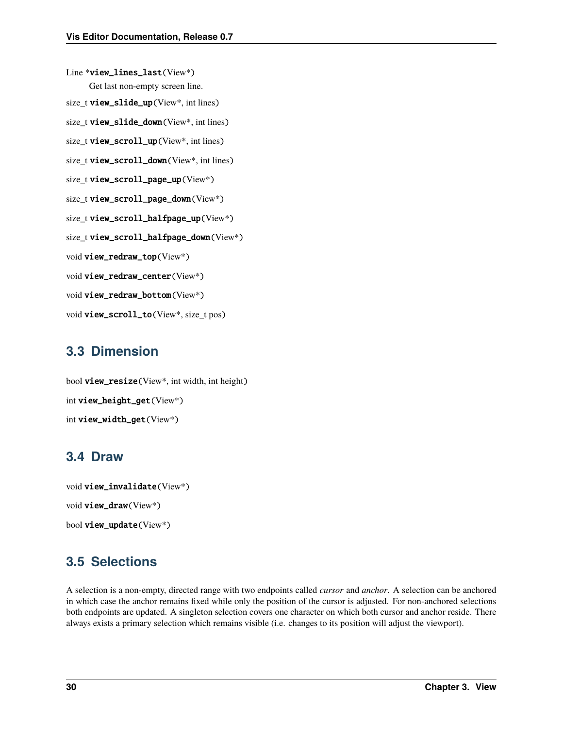Line *`view_lines_last`(View*)

  Get last non-empty screen line.

size_t `view_slide_up`(View*, int lines)

size_t `view_slide_down`(View*, int lines)

size_t `view_scroll_up`(View*, int lines)

size_t `view_scroll_down`(View*, int lines)

size_t `view_scroll_page_up`(View*)

size_t `view_scroll_page_down`(View*)

size_t `view_scroll_halfpage_up`(View*)

size_t `view_scroll_halfpage_down`(View*)

void `view_redraw_top`(View*)

void `view_redraw_center`(View*)

void `view_redraw_bottom`(View*)

void `view_scroll_to`(View*, size_t pos)

## 3.3 Dimension

bool `view_resize`(View*, int width, int height)

int `view_height_get`(View*)

int `view_width_get`(View*)

## 3.4 Draw

void `view_invalidate`(View*)

void `view_draw`(View*)

bool `view_update`(View*)

## 3.5 Selections

A selection is a non-empty, directed range with two endpoints called *cursor* and *anchor*. A selection can be anchored in which case the anchor remains fixed while only the position of the cursor is adjusted. For non-anchored selections both endpoints are updated. A singleton selection covers one character on which both cursor and anchor reside. There always exists a primary selection which remains visible (i.e. changes to its position will adjust the viewport).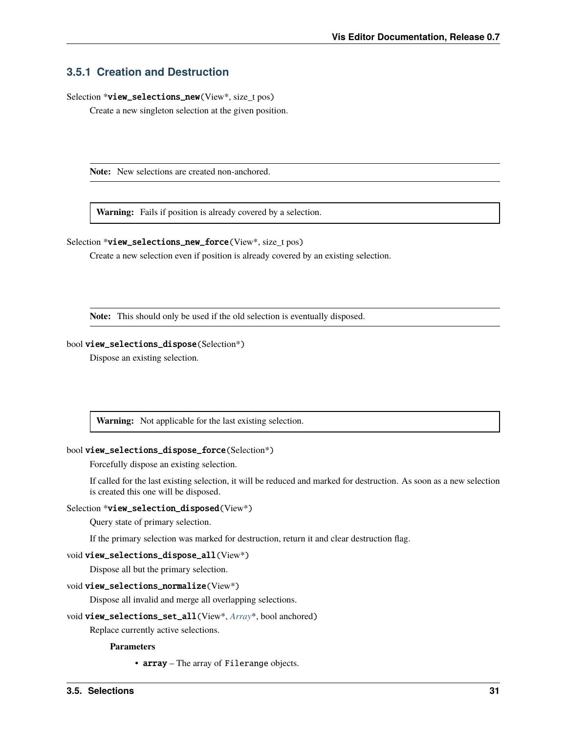### 3.5.1 Creation and Destruction

Selection *`view_selections_new`(View*, size_t pos)

Create a new singleton selection at the given position.

> **Note:** New selections are created non-anchored.

> **Warning:** Fails if position is already covered by a selection.

Selection *`view_selections_new_force`(View*, size_t pos)

Create a new selection even if position is already covered by an existing selection.

> **Note:** This should only be used if the old selection is eventually disposed.

bool `view_selections_dispose`(Selection*)

Dispose an existing selection.

> **Warning:** Not applicable for the last existing selection.

bool `view_selections_dispose_force`(Selection*)

Forcefully dispose an existing selection.

If called for the last existing selection, it will be reduced and marked for destruction. As soon as a new selection is created this one will be disposed.

Selection *`view_selection_disposed`(View*)

Query state of primary selection.

If the primary selection was marked for destruction, return it and clear destruction flag.

void `view_selections_dispose_all`(View*)

Dispose all but the primary selection.

void `view_selections_normalize`(View*)

Dispose all invalid and merge all overlapping selections.

void `view_selections_set_all`(View*, *Array**, bool anchored)

Replace currently active selections.

**Parameters**

- **array** – The array of `Filerange` objects.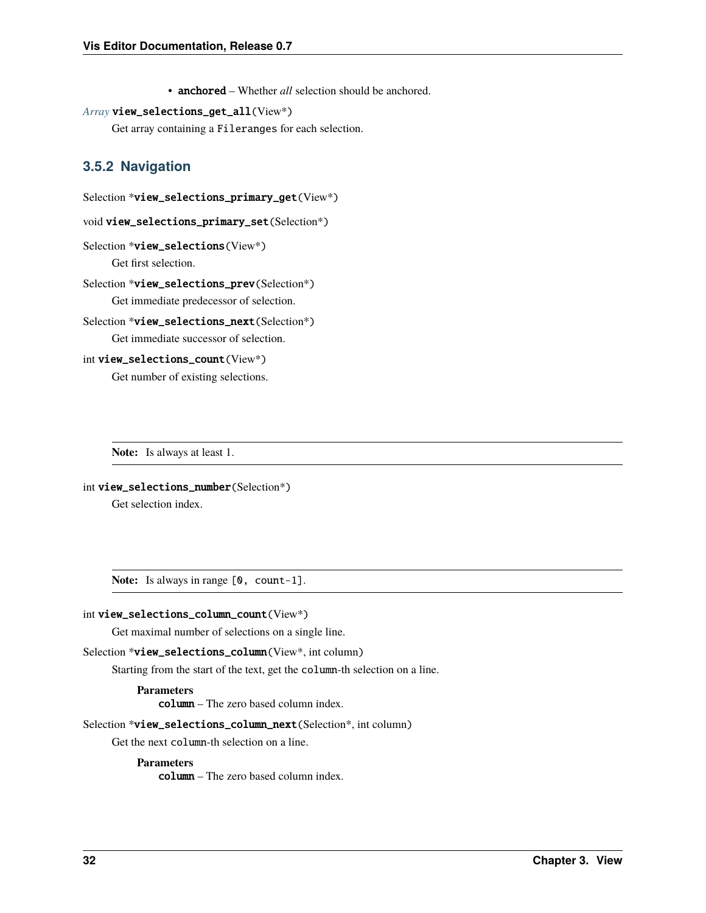- **anchored** – Whether *all* selection should be anchored.

*Array* **view_selections_get_all**(View*)

Get array containing a `Fileranges` for each selection.

### 3.5.2 Navigation

Selection ***view_selections_primary_get**(View*)

void **view_selections_primary_set**(Selection*)

Selection ***view_selections**(View*)

Get first selection.

Selection ***view_selections_prev**(Selection*)

Get immediate predecessor of selection.

Selection ***view_selections_next**(Selection*)

Get immediate successor of selection.

int **view_selections_count**(View*)

Get number of existing selections.

**Note:** Is always at least 1.

int **view_selections_number**(Selection*)

Get selection index.

**Note:** Is always in range `[0, count-1]`.

int **view_selections_column_count**(View*)

Get maximal number of selections on a single line.

Selection ***view_selections_column**(View*, int column)

Starting from the start of the text, get the `column`-th selection on a line.

**Parameters**
`column` – The zero based column index.

Selection ***view_selections_column_next**(Selection*, int column)

Get the next `column`-th selection on a line.

**Parameters**
`column` – The zero based column index.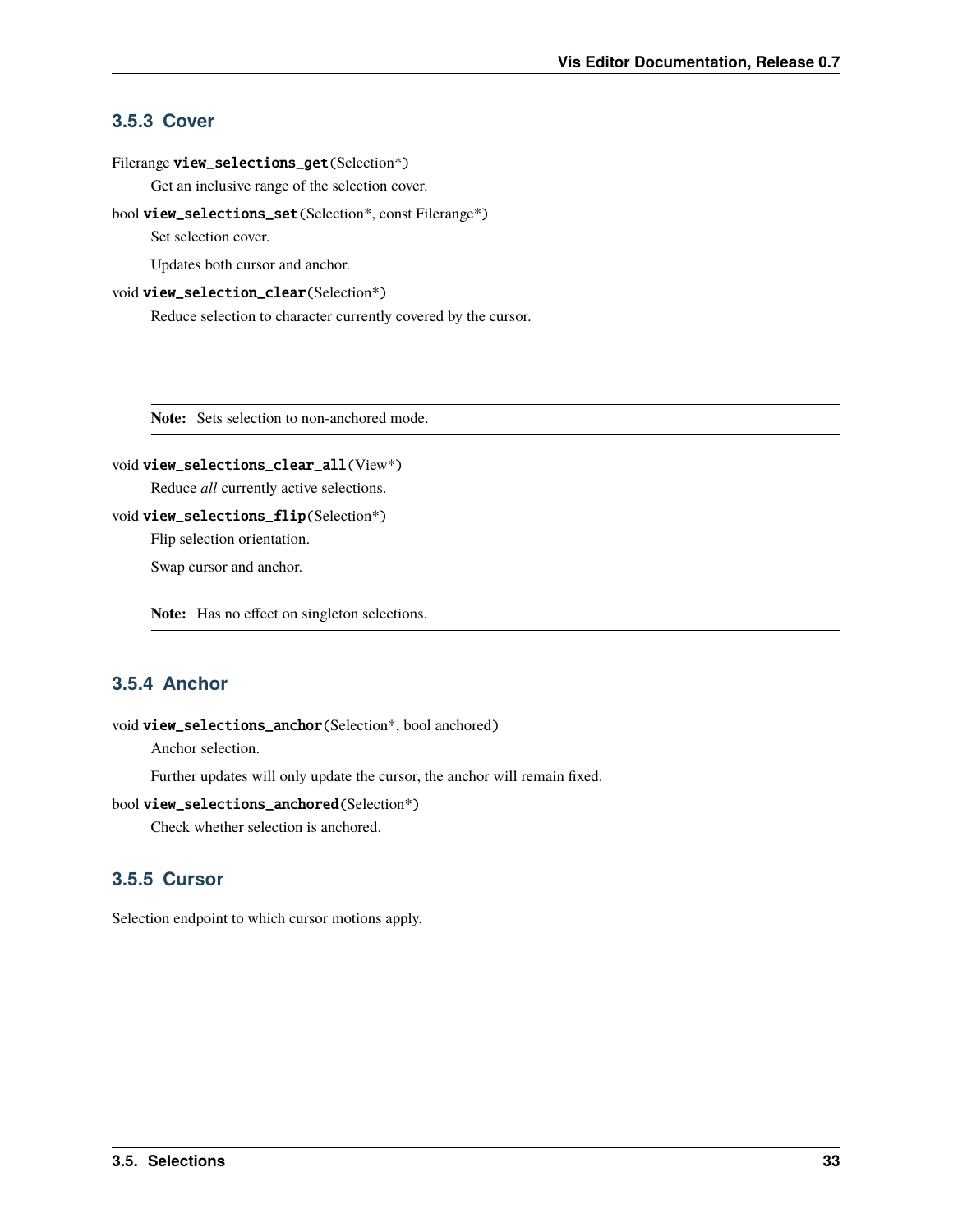### 3.5.3 Cover

Filerange **`view_selections_get`**(Selection*)

Get an inclusive range of the selection cover.

bool **`view_selections_set`**(Selection*, const Filerange*)

Set selection cover.

Updates both cursor and anchor.

void **`view_selection_clear`**(Selection*)

Reduce selection to character currently covered by the cursor.

> **Note:** Sets selection to non-anchored mode.

void **`view_selections_clear_all`**(View*)

Reduce *all* currently active selections.

void **`view_selections_flip`**(Selection*)

Flip selection orientation.

Swap cursor and anchor.

> **Note:** Has no effect on singleton selections.

### 3.5.4 Anchor

void **`view_selections_anchor`**(Selection*, bool anchored)

Anchor selection.

Further updates will only update the cursor, the anchor will remain fixed.

bool **`view_selections_anchored`**(Selection*)

Check whether selection is anchored.

### 3.5.5 Cursor

Selection endpoint to which cursor motions apply.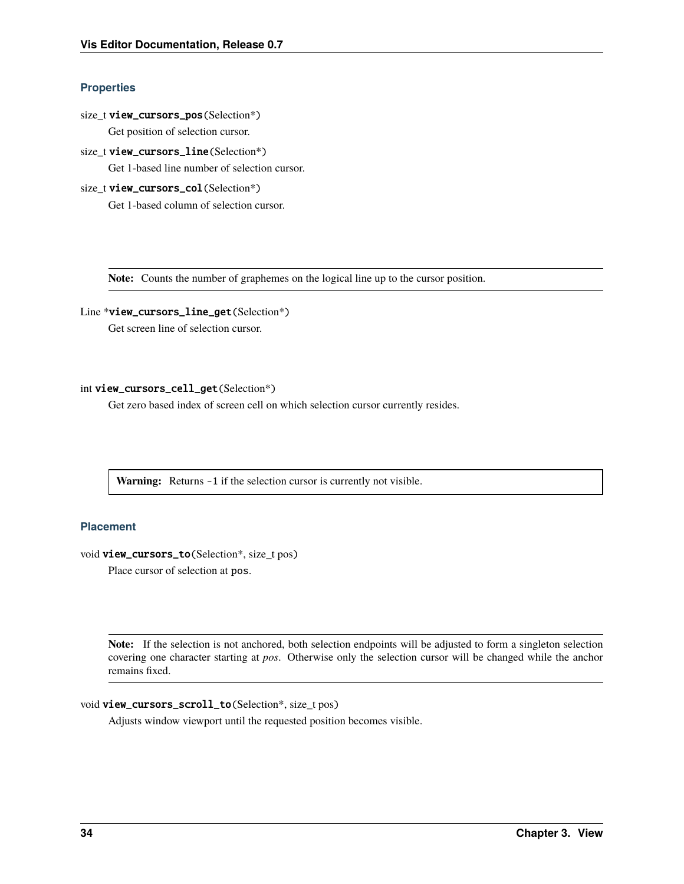### Properties

size_t **view_cursors_pos**(Selection*)

Get position of selection cursor.

size_t **view_cursors_line**(Selection*)

Get 1-based line number of selection cursor.

size_t **view_cursors_col**(Selection*)

Get 1-based column of selection cursor.

> **Note:** Counts the number of graphemes on the logical line up to the cursor position.

Line ***view_cursors_line_get**(Selection*)

Get screen line of selection cursor.

int **view_cursors_cell_get**(Selection*)

Get zero based index of screen cell on which selection cursor currently resides.

> **Warning:** Returns `-1` if the selection cursor is currently not visible.

### Placement

void **view_cursors_to**(Selection*, size_t pos)

Place cursor of selection at `pos`.

> **Note:** If the selection is not anchored, both selection endpoints will be adjusted to form a singleton selection covering one character starting at *pos*. Otherwise only the selection cursor will be changed while the anchor remains fixed.

void **view_cursors_scroll_to**(Selection*, size_t pos)

Adjusts window viewport until the requested position becomes visible.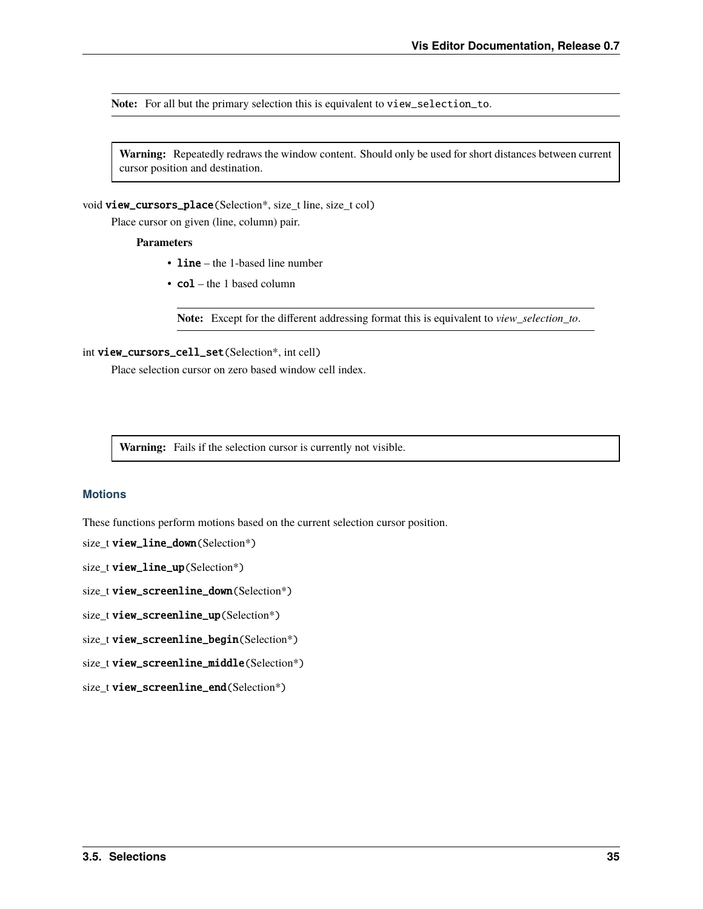**Note:** For all but the primary selection this is equivalent to `view_selection_to`.

**Warning:** Repeatedly redraws the window content. Should only be used for short distances between current cursor position and destination.

void **view_cursors_place**(Selection*, size_t line, size_t col)

Place cursor on given (line, column) pair.

**Parameters**

- **line** – the 1-based line number
- **col** – the 1 based column

**Note:** Except for the different addressing format this is equivalent to *view_selection_to*.

int **view_cursors_cell_set**(Selection*, int cell)

Place selection cursor on zero based window cell index.

**Warning:** Fails if the selection cursor is currently not visible.

### Motions

These functions perform motions based on the current selection cursor position.

size_t **view_line_down**(Selection*)

size_t **view_line_up**(Selection*)

size_t **view_screenline_down**(Selection*)

size_t **view_screenline_up**(Selection*)

size_t **view_screenline_begin**(Selection*)

size_t **view_screenline_middle**(Selection*)

size_t **view_screenline_end**(Selection*)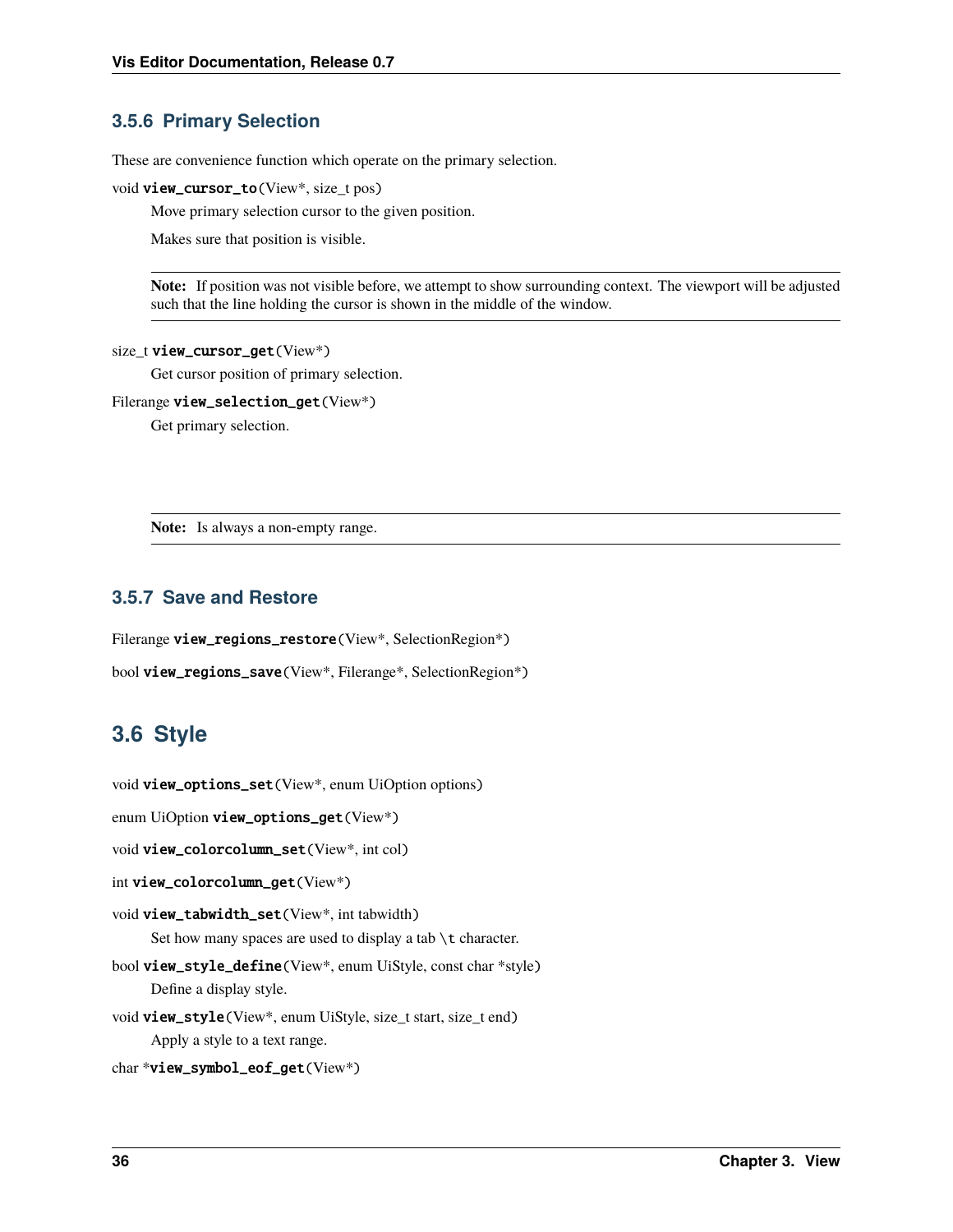### 3.5.6 Primary Selection

These are convenience function which operate on the primary selection.

void **view_cursor_to**(View*, size_t pos)

Move primary selection cursor to the given position.

Makes sure that position is visible.

> **Note:** If position was not visible before, we attempt to show surrounding context. The viewport will be adjusted such that the line holding the cursor is shown in the middle of the window.

size_t **view_cursor_get**(View*)

Get cursor position of primary selection.

Filerange **view_selection_get**(View*)

Get primary selection.

> **Note:** Is always a non-empty range.

### 3.5.7 Save and Restore

Filerange **view_regions_restore**(View*, SelectionRegion*)

bool **view_regions_save**(View*, Filerange*, SelectionRegion*)

## 3.6 Style

void **view_options_set**(View*, enum UiOption options)

enum UiOption **view_options_get**(View*)

void **view_colorcolumn_set**(View*, int col)

int **view_colorcolumn_get**(View*)

void **view_tabwidth_set**(View*, int tabwidth)

Set how many spaces are used to display a tab `\t` character.

bool **view_style_define**(View*, enum UiStyle, const char *style)

Define a display style.

void **view_style**(View*, enum UiStyle, size_t start, size_t end)

Apply a style to a text range.

char ***view_symbol_eof_get**(View*)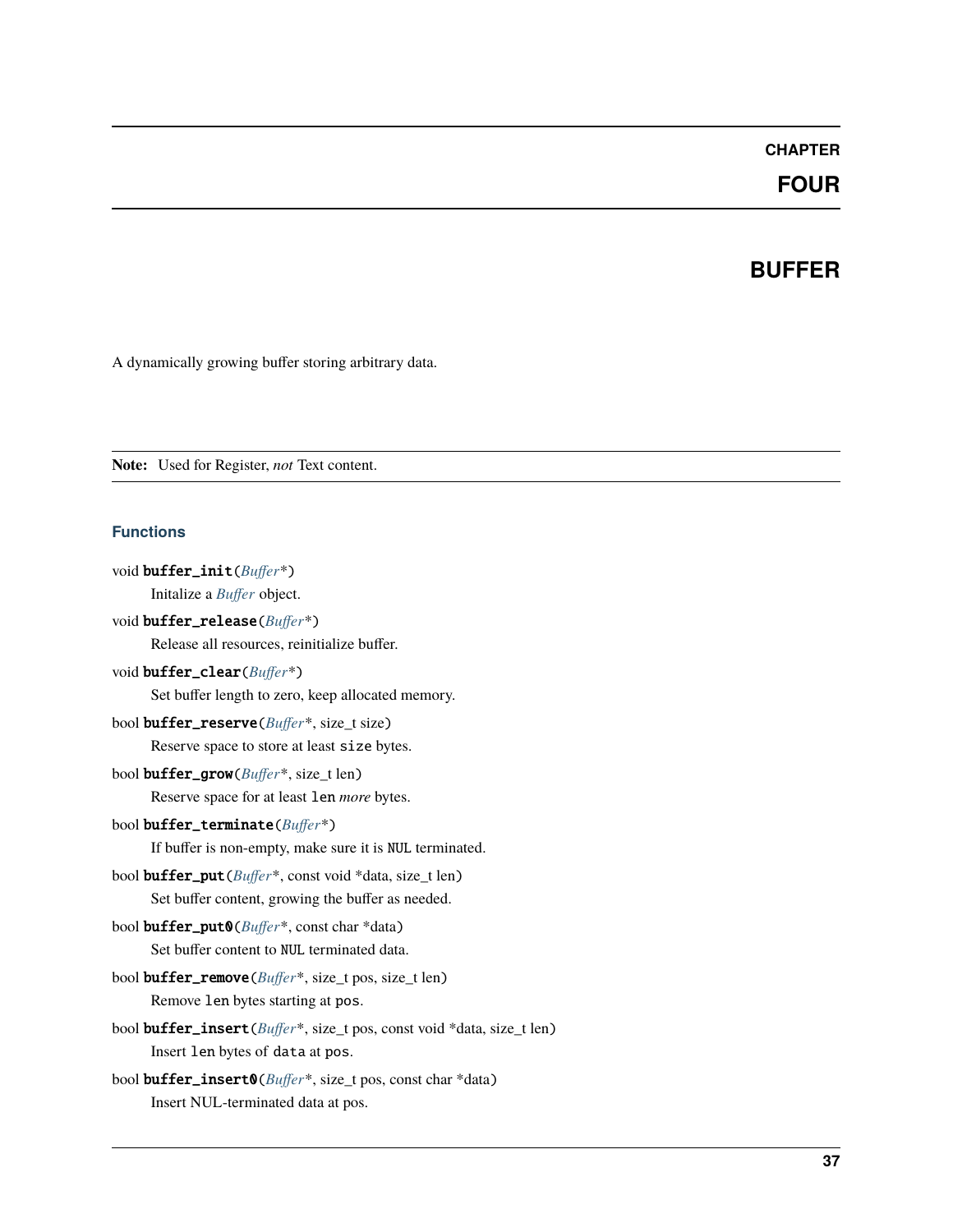**CHAPTER**

**FOUR**

# BUFFER

A dynamically growing buffer storing arbitrary data.

**Note:** Used for Register, *not* Text content.

### Functions

void **buffer_init**(*Buffer**)

Initalize a *Buffer* object.

void **buffer_release**(*Buffer**)

Release all resources, reinitialize buffer.

void **buffer_clear**(*Buffer**)

Set buffer length to zero, keep allocated memory.

bool **buffer_reserve**(*Buffer**, size_t size)

Reserve space to store at least `size` bytes.

bool **buffer_grow**(*Buffer**, size_t len)

Reserve space for at least `len` *more* bytes.

bool **buffer_terminate**(*Buffer**)

If buffer is non-empty, make sure it is `NUL` terminated.

bool **buffer_put**(*Buffer**, const void *data, size_t len)

Set buffer content, growing the buffer as needed.

bool **buffer_put0**(*Buffer**, const char *data)

Set buffer content to `NUL` terminated data.

bool **buffer_remove**(*Buffer**, size_t pos, size_t len)

Remove `len` bytes starting at `pos`.

bool **buffer_insert**(*Buffer**, size_t pos, const void *data, size_t len)

Insert `len` bytes of `data` at `pos`.

bool **buffer_insert0**(*Buffer**, size_t pos, const char *data)

Insert NUL-terminated data at pos.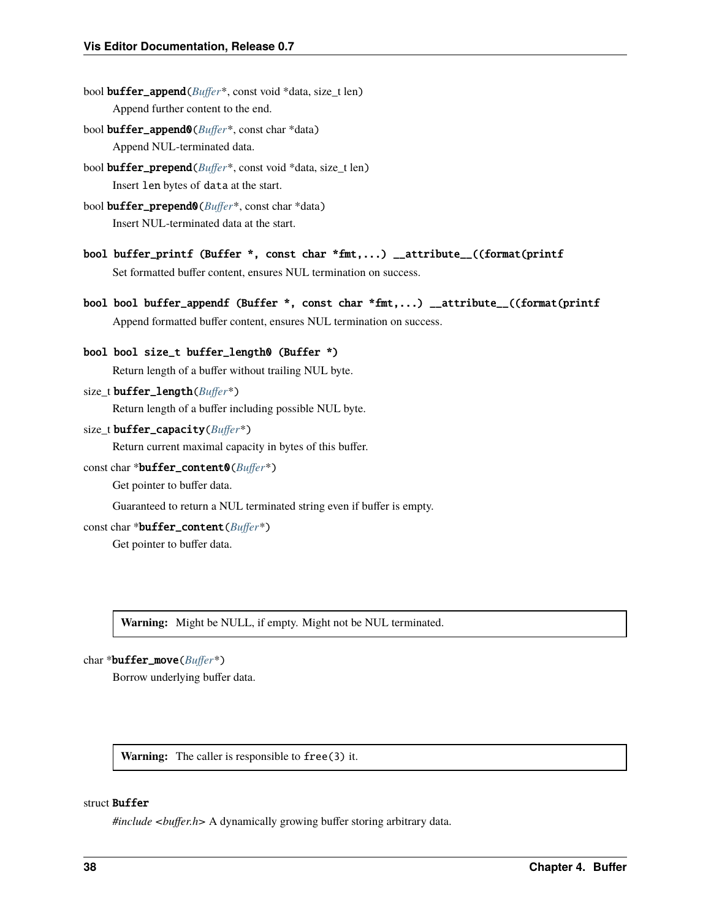bool **buffer_append**(*Buffer**, const void *data, size_t len)

Append further content to the end.

bool **buffer_append0**(*Buffer**, const char *data)

Append NUL-terminated data.

bool **buffer_prepend**(*Buffer**, const void *data, size_t len)

Insert `len` bytes of `data` at the start.

bool **buffer_prepend0**(*Buffer**, const char *data)

Insert NUL-terminated data at the start.

**bool buffer_printf (Buffer *, const char *fmt,...) __attribute__((format(printf**

Set formatted buffer content, ensures NUL termination on success.

**bool bool buffer_appendf (Buffer *, const char *fmt,...) __attribute__((format(printf**

Append formatted buffer content, ensures NUL termination on success.

**bool bool size_t buffer_length0 (Buffer *)**

Return length of a buffer without trailing NUL byte.

size_t **buffer_length**(*Buffer**)

Return length of a buffer including possible NUL byte.

size_t **buffer_capacity**(*Buffer**)

Return current maximal capacity in bytes of this buffer.

const char ***buffer_content0**(*Buffer**)

Get pointer to buffer data.

Guaranteed to return a NUL terminated string even if buffer is empty.

const char ***buffer_content**(*Buffer**)

Get pointer to buffer data.

> **Warning:** Might be NULL, if empty. Might not be NUL terminated.

char ***buffer_move**(*Buffer**)

Borrow underlying buffer data.

> **Warning:** The caller is responsible to `free(3)` it.

struct **Buffer**

*#include <buffer.h>* A dynamically growing buffer storing arbitrary data.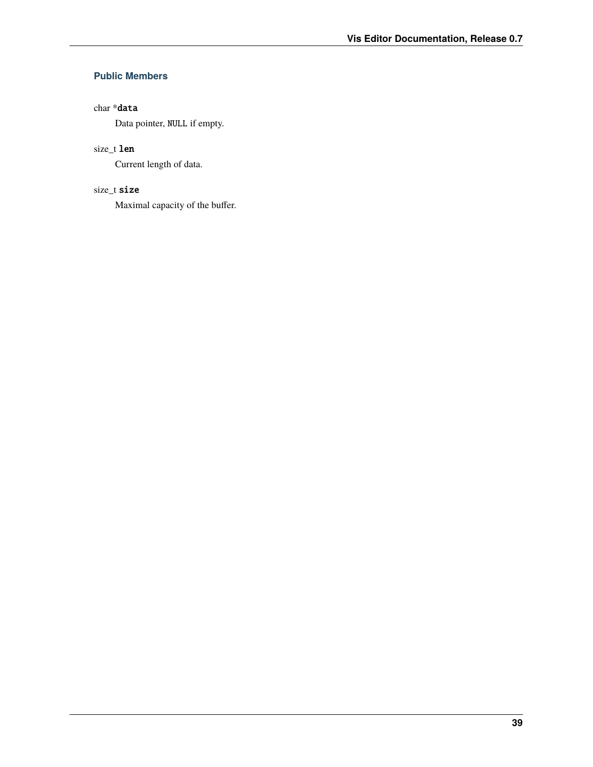#### Public Members

char *`data`

Data pointer, `NULL` if empty.

size_t `len`

Current length of data.

size_t `size`

Maximal capacity of the buffer.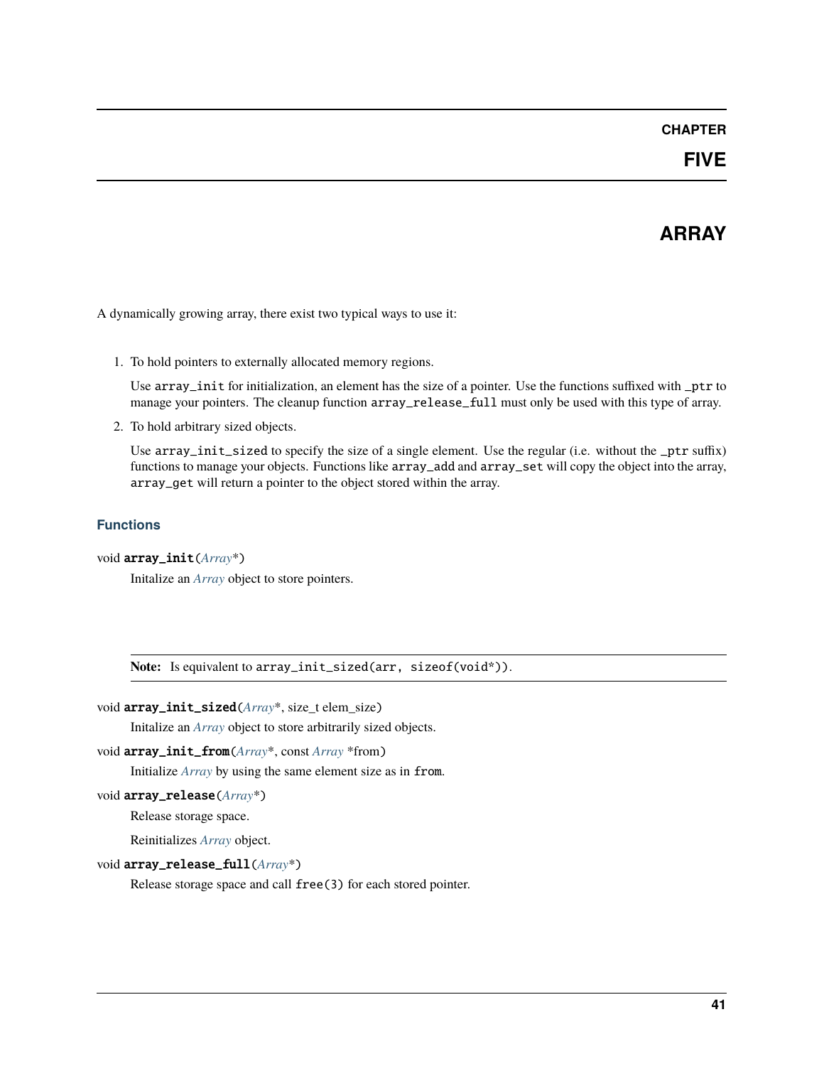// Chapter Five

# ARRAY

A dynamically growing array, there exist two typical ways to use it:

1. To hold pointers to externally allocated memory regions.

   Use `array_init` for initialization, an element has the size of a pointer. Use the functions suffixed with `_ptr` to manage your pointers. The cleanup function `array_release_full` must only be used with this type of array.

2. To hold arbitrary sized objects.

   Use `array_init_sized` to specify the size of a single element. Use the regular (i.e. without the `_ptr` suffix) functions to manage your objects. Functions like `array_add` and `array_set` will copy the object into the array, `array_get` will return a pointer to the object stored within the array.

### Functions

void **array_init**(*Array**)

   Initalize an *Array* object to store pointers.

   **Note:** Is equivalent to `array_init_sized(arr, sizeof(void*))`.

void **array_init_sized**(*Array**, size_t elem_size)

   Initalize an *Array* object to store arbitrarily sized objects.

void **array_init_from**(*Array**, const *Array* *from)

   Initialize *Array* by using the same element size as in `from`.

void **array_release**(*Array**)

   Release storage space.

   Reinitializes *Array* object.

void **array_release_full**(*Array**)

   Release storage space and call `free(3)` for each stored pointer.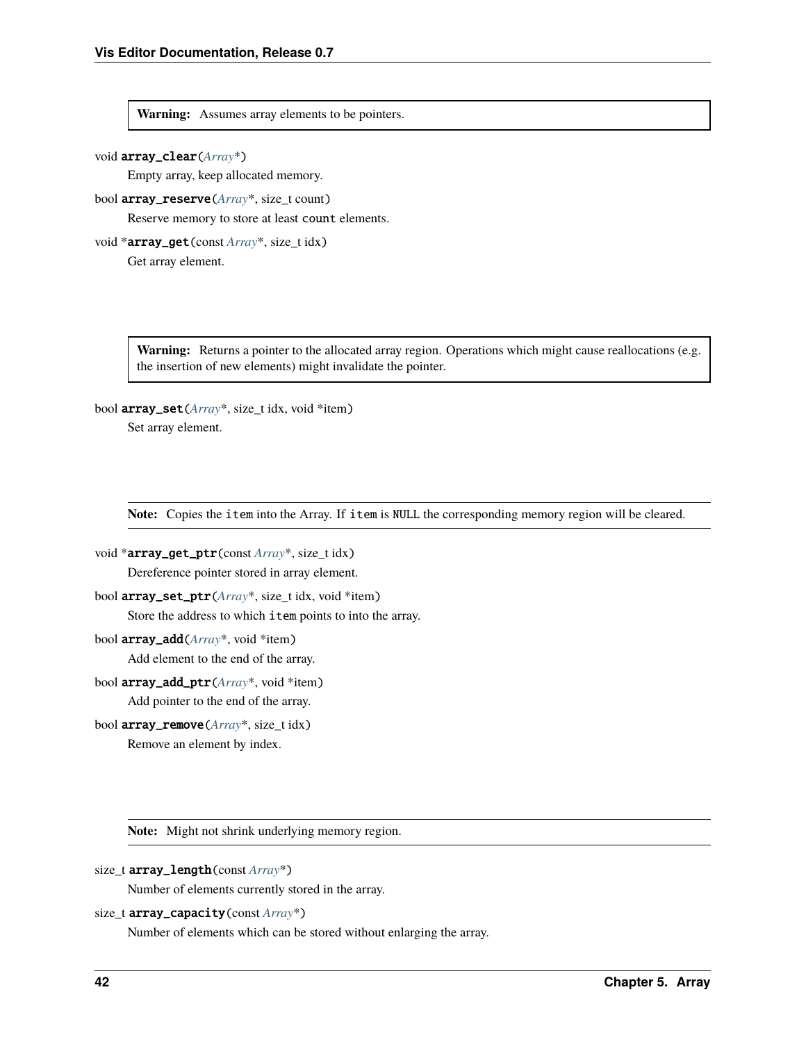**Warning:** Assumes array elements to be pointers.

void **array_clear**(*Array**)

Empty array, keep allocated memory.

bool **array_reserve**(*Array**, size_t count)

Reserve memory to store at least `count` elements.

void ***array_get**(const *Array**, size_t idx)

Get array element.

**Warning:** Returns a pointer to the allocated array region. Operations which might cause reallocations (e.g. the insertion of new elements) might invalidate the pointer.

bool **array_set**(*Array**, size_t idx, void *item)

Set array element.

**Note:** Copies the `item` into the Array. If `item` is `NULL` the corresponding memory region will be cleared.

void ***array_get_ptr**(const *Array**, size_t idx)

Dereference pointer stored in array element.

bool **array_set_ptr**(*Array**, size_t idx, void *item)

Store the address to which `item` points to into the array.

bool **array_add**(*Array**, void *item)

Add element to the end of the array.

bool **array_add_ptr**(*Array**, void *item)

Add pointer to the end of the array.

bool **array_remove**(*Array**, size_t idx)

Remove an element by index.

**Note:** Might not shrink underlying memory region.

size_t **array_length**(const *Array**)

Number of elements currently stored in the array.

size_t **array_capacity**(const *Array**)

Number of elements which can be stored without enlarging the array.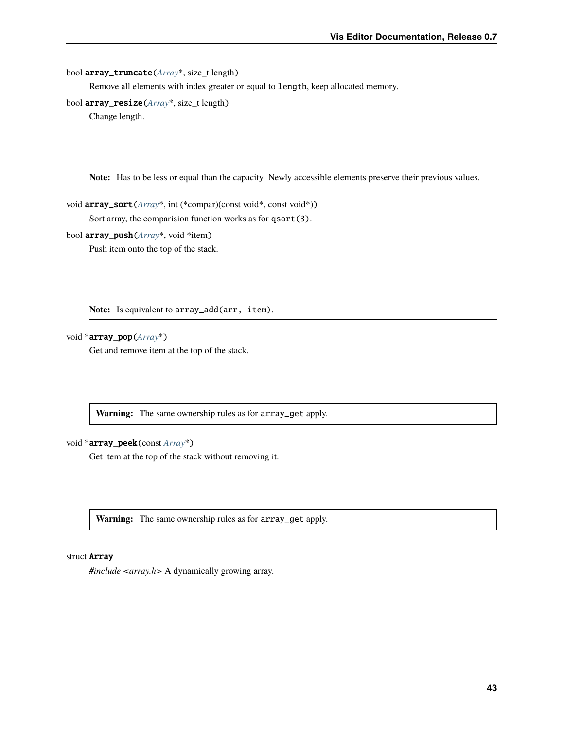bool **array_truncate**(*Array**, size_t length)

Remove all elements with index greater or equal to `length`, keep allocated memory.

bool **array_resize**(*Array**, size_t length)

Change length.

**Note:** Has to be less or equal than the capacity. Newly accessible elements preserve their previous values.

void **array_sort**(*Array**, int (*compar)(const void*, const void*))

Sort array, the comparision function works as for `qsort(3)`.

bool **array_push**(*Array**, void *item)

Push item onto the top of the stack.

**Note:** Is equivalent to `array_add(arr, item)`.

void ***array_pop**(*Array**)

Get and remove item at the top of the stack.

**Warning:** The same ownership rules as for `array_get` apply.

void ***array_peek**(const *Array**)

Get item at the top of the stack without removing it.

**Warning:** The same ownership rules as for `array_get` apply.

struct **Array**

*#include <array.h>* A dynamically growing array.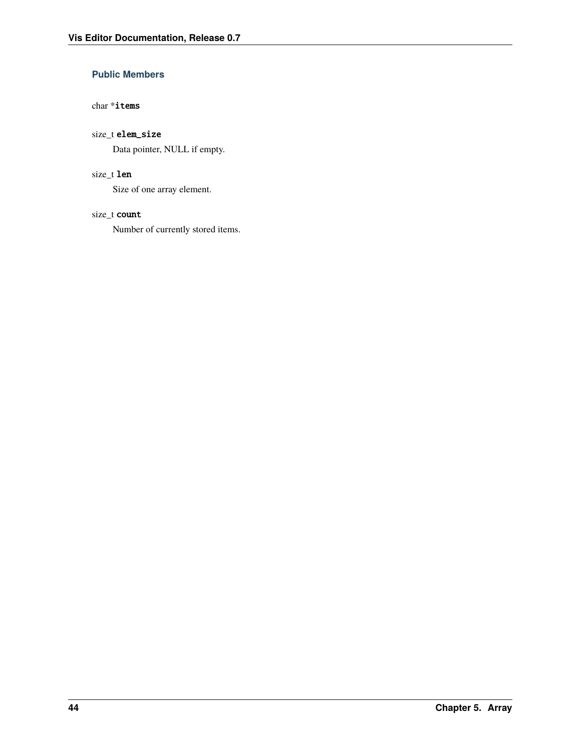### Public Members

char *items

size_t elem_size

Data pointer, NULL if empty.

size_t len

Size of one array element.

size_t count

Number of currently stored items.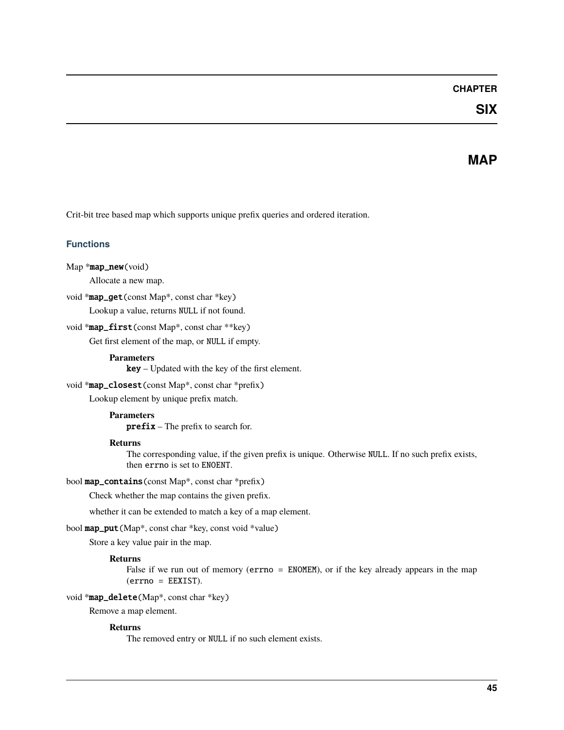# CHAPTER SIX

# MAP

Crit-bit tree based map which supports unique prefix queries and ordered iteration.

### Functions

Map ***map_new**(void)

Allocate a new map.

void ***map_get**(const Map*, const char *key)

Lookup a value, returns `NULL` if not found.

void ***map_first**(const Map*, const char **key)

Get first element of the map, or `NULL` if empty.

**Parameters**
- **key** – Updated with the key of the first element.

void ***map_closest**(const Map*, const char *prefix)

Lookup element by unique prefix match.

**Parameters**
- **prefix** – The prefix to search for.

**Returns**
The corresponding value, if the given prefix is unique. Otherwise `NULL`. If no such prefix exists, then `errno` is set to `ENOENT`.

bool **map_contains**(const Map*, const char *prefix)

Check whether the map contains the given prefix.

whether it can be extended to match a key of a map element.

bool **map_put**(Map*, const char *key, const void *value)

Store a key value pair in the map.

**Returns**
False if we run out of memory (`errno = ENOMEM`), or if the key already appears in the map (`errno = EEXIST`).

void ***map_delete**(Map*, const char *key)

Remove a map element.

**Returns**
The removed entry or `NULL` if no such element exists.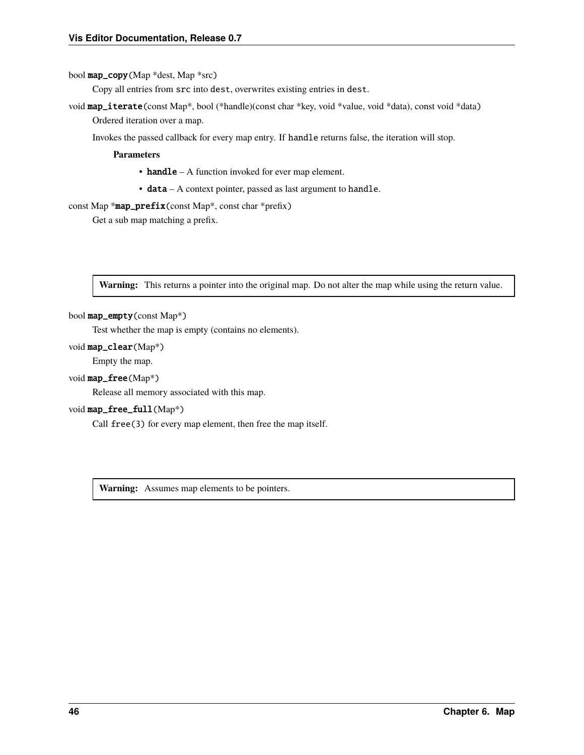bool **map_copy**(Map *dest, Map *src)

Copy all entries from `src` into `dest`, overwrites existing entries in `dest`.

void **map_iterate**(const Map*, bool (*handle)(const char *key, void *value, void *data), const void *data)

Ordered iteration over a map.

Invokes the passed callback for every map entry. If `handle` returns false, the iteration will stop.

**Parameters**

- **handle** – A function invoked for ever map element.
- **data** – A context pointer, passed as last argument to `handle`.

const Map ***map_prefix**(const Map*, const char *prefix)

Get a sub map matching a prefix.

> **Warning:** This returns a pointer into the original map. Do not alter the map while using the return value.

bool **map_empty**(const Map*)

Test whether the map is empty (contains no elements).

void **map_clear**(Map*)

Empty the map.

void **map_free**(Map*)

Release all memory associated with this map.

void **map_free_full**(Map*)

Call `free(3)` for every map element, then free the map itself.

> **Warning:** Assumes map elements to be pointers.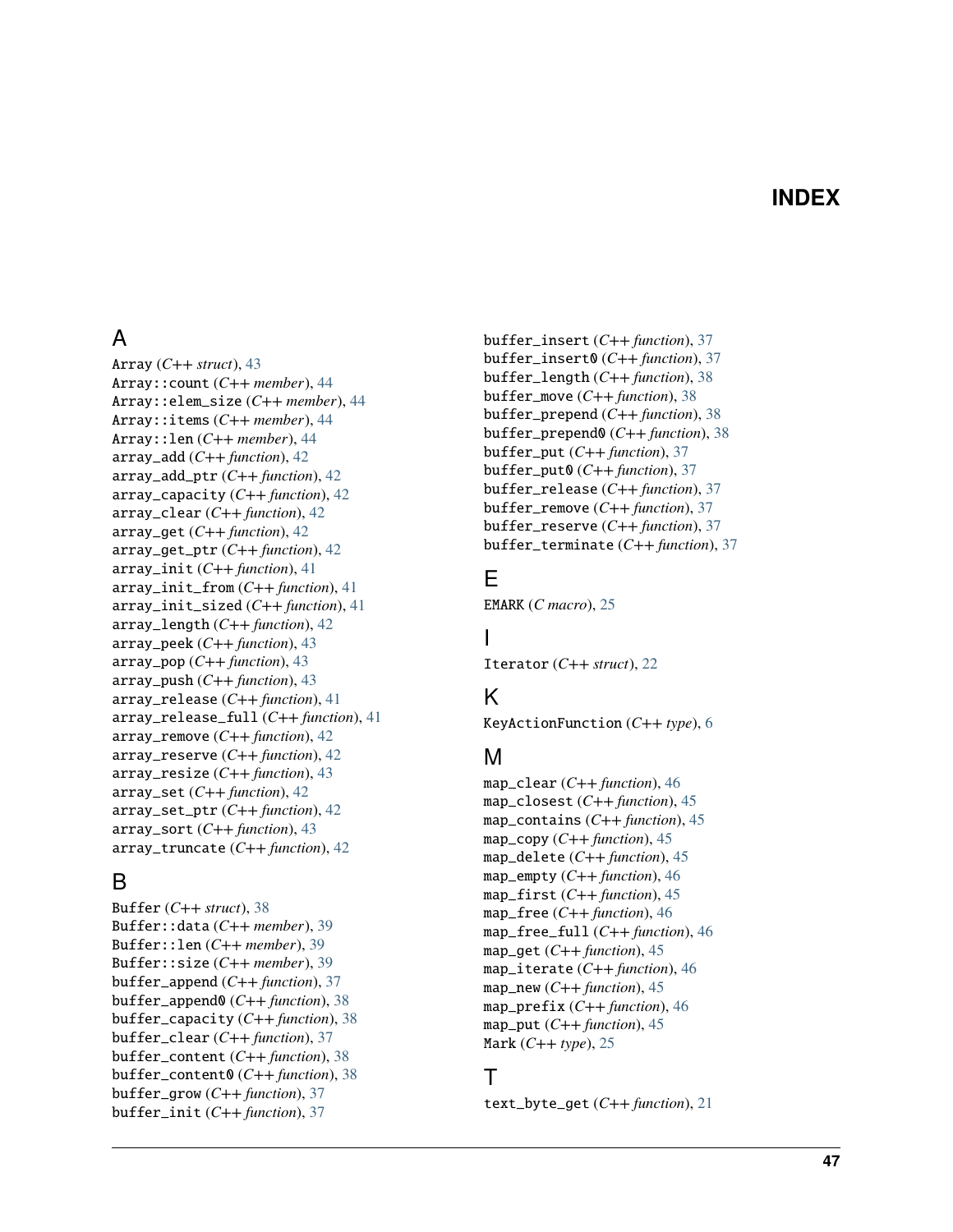# INDEX

## A

Array (*C++ struct*), 43
Array::count (*C++ member*), 44
Array::elem_size (*C++ member*), 44
Array::items (*C++ member*), 44
Array::len (*C++ member*), 44
array_add (*C++ function*), 42
array_add_ptr (*C++ function*), 42
array_capacity (*C++ function*), 42
array_clear (*C++ function*), 42
array_get (*C++ function*), 42
array_get_ptr (*C++ function*), 42
array_init (*C++ function*), 41
array_init_from (*C++ function*), 41
array_init_sized (*C++ function*), 41
array_length (*C++ function*), 42
array_peek (*C++ function*), 43
array_pop (*C++ function*), 43
array_push (*C++ function*), 43
array_release (*C++ function*), 41
array_release_full (*C++ function*), 41
array_remove (*C++ function*), 42
array_reserve (*C++ function*), 42
array_resize (*C++ function*), 43
array_set (*C++ function*), 42
array_set_ptr (*C++ function*), 42
array_sort (*C++ function*), 43
array_truncate (*C++ function*), 42

## B

Buffer (*C++ struct*), 38
Buffer::data (*C++ member*), 39
Buffer::len (*C++ member*), 39
Buffer::size (*C++ member*), 39
buffer_append (*C++ function*), 37
buffer_append0 (*C++ function*), 38
buffer_capacity (*C++ function*), 38
buffer_clear (*C++ function*), 37
buffer_content (*C++ function*), 38
buffer_content0 (*C++ function*), 38
buffer_grow (*C++ function*), 37
buffer_init (*C++ function*), 37
buffer_insert (*C++ function*), 37
buffer_insert0 (*C++ function*), 37
buffer_length (*C++ function*), 38
buffer_move (*C++ function*), 38
buffer_prepend (*C++ function*), 38
buffer_prepend0 (*C++ function*), 38
buffer_put (*C++ function*), 37
buffer_put0 (*C++ function*), 37
buffer_release (*C++ function*), 37
buffer_remove (*C++ function*), 37
buffer_reserve (*C++ function*), 37
buffer_terminate (*C++ function*), 37

## E

EMARK (*C macro*), 25

## I

Iterator (*C++ struct*), 22

## K

KeyActionFunction (*C++ type*), 6

## M

map_clear (*C++ function*), 46
map_closest (*C++ function*), 45
map_contains (*C++ function*), 45
map_copy (*C++ function*), 45
map_delete (*C++ function*), 45
map_empty (*C++ function*), 46
map_first (*C++ function*), 45
map_free (*C++ function*), 46
map_free_full (*C++ function*), 46
map_get (*C++ function*), 45
map_iterate (*C++ function*), 46
map_new (*C++ function*), 45
map_prefix (*C++ function*), 46
map_put (*C++ function*), 45
Mark (*C++ type*), 25

## T

text_byte_get (*C++ function*), 21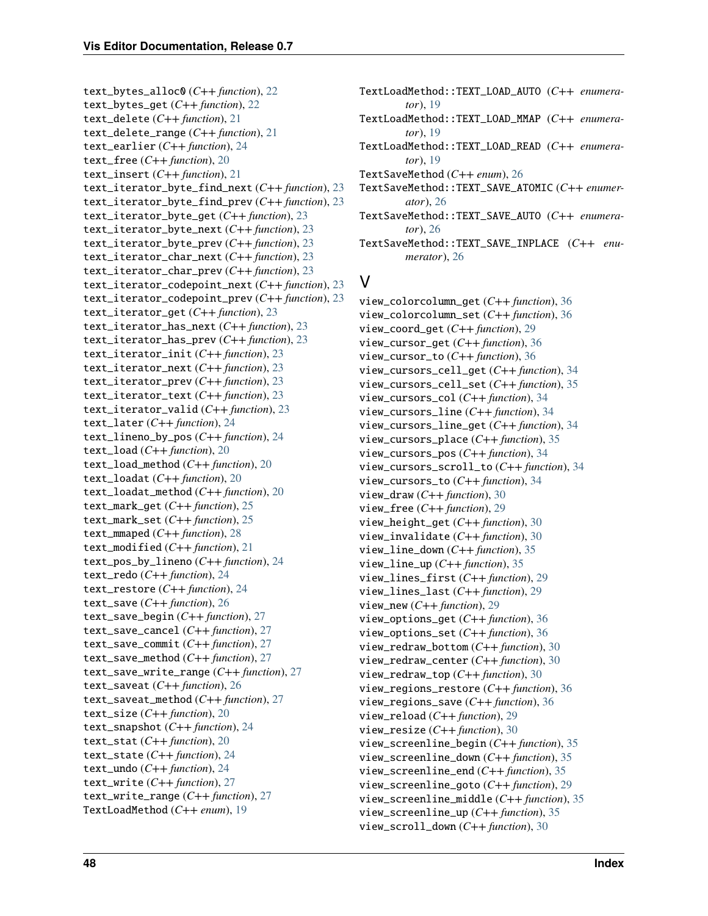text_bytes_alloc0 (*C++ function*), 22
text_bytes_get (*C++ function*), 22
text_delete (*C++ function*), 21
text_delete_range (*C++ function*), 21
text_earlier (*C++ function*), 24
text_free (*C++ function*), 20
text_insert (*C++ function*), 21
text_iterator_byte_find_next (*C++ function*), 23
text_iterator_byte_find_prev (*C++ function*), 23
text_iterator_byte_get (*C++ function*), 23
text_iterator_byte_next (*C++ function*), 23
text_iterator_byte_prev (*C++ function*), 23
text_iterator_char_next (*C++ function*), 23
text_iterator_char_prev (*C++ function*), 23
text_iterator_codepoint_next (*C++ function*), 23
text_iterator_codepoint_prev (*C++ function*), 23
text_iterator_get (*C++ function*), 23
text_iterator_has_next (*C++ function*), 23
text_iterator_has_prev (*C++ function*), 23
text_iterator_init (*C++ function*), 23
text_iterator_next (*C++ function*), 23
text_iterator_prev (*C++ function*), 23
text_iterator_text (*C++ function*), 23
text_iterator_valid (*C++ function*), 23
text_later (*C++ function*), 24
text_lineno_by_pos (*C++ function*), 24
text_load (*C++ function*), 20
text_load_method (*C++ function*), 20
text_loadat (*C++ function*), 20
text_loadat_method (*C++ function*), 20
text_mark_get (*C++ function*), 25
text_mark_set (*C++ function*), 25
text_mmaped (*C++ function*), 28
text_modified (*C++ function*), 21
text_pos_by_lineno (*C++ function*), 24
text_redo (*C++ function*), 24
text_restore (*C++ function*), 24
text_save (*C++ function*), 26
text_save_begin (*C++ function*), 27
text_save_cancel (*C++ function*), 27
text_save_commit (*C++ function*), 27
text_save_method (*C++ function*), 27
text_save_write_range (*C++ function*), 27
text_saveat (*C++ function*), 26
text_saveat_method (*C++ function*), 27
text_size (*C++ function*), 20
text_snapshot (*C++ function*), 24
text_stat (*C++ function*), 20
text_state (*C++ function*), 24
text_undo (*C++ function*), 24
text_write (*C++ function*), 27
text_write_range (*C++ function*), 27
TextLoadMethod (*C++ enum*), 19
TextLoadMethod::TEXT_LOAD_AUTO (*C++ enumerator*), 19
TextLoadMethod::TEXT_LOAD_MMAP (*C++ enumerator*), 19
TextLoadMethod::TEXT_LOAD_READ (*C++ enumerator*), 19
TextSaveMethod (*C++ enum*), 26
TextSaveMethod::TEXT_SAVE_ATOMIC (*C++ enumerator*), 26
TextSaveMethod::TEXT_SAVE_AUTO (*C++ enumerator*), 26
TextSaveMethod::TEXT_SAVE_INPLACE (*C++ enumerator*), 26

## V

view_colorcolumn_get (*C++ function*), 36
view_colorcolumn_set (*C++ function*), 36
view_coord_get (*C++ function*), 29
view_cursor_get (*C++ function*), 36
view_cursor_to (*C++ function*), 36
view_cursors_cell_get (*C++ function*), 34
view_cursors_cell_set (*C++ function*), 35
view_cursors_col (*C++ function*), 34
view_cursors_line (*C++ function*), 34
view_cursors_line_get (*C++ function*), 34
view_cursors_place (*C++ function*), 35
view_cursors_pos (*C++ function*), 34
view_cursors_scroll_to (*C++ function*), 34
view_cursors_to (*C++ function*), 34
view_draw (*C++ function*), 30
view_free (*C++ function*), 29
view_height_get (*C++ function*), 30
view_invalidate (*C++ function*), 30
view_line_down (*C++ function*), 35
view_line_up (*C++ function*), 35
view_lines_first (*C++ function*), 29
view_lines_last (*C++ function*), 29
view_new (*C++ function*), 29
view_options_get (*C++ function*), 36
view_options_set (*C++ function*), 36
view_redraw_bottom (*C++ function*), 30
view_redraw_center (*C++ function*), 30
view_redraw_top (*C++ function*), 30
view_regions_restore (*C++ function*), 36
view_regions_save (*C++ function*), 36
view_reload (*C++ function*), 29
view_resize (*C++ function*), 30
view_screenline_begin (*C++ function*), 35
view_screenline_down (*C++ function*), 35
view_screenline_end (*C++ function*), 35
view_screenline_goto (*C++ function*), 29
view_screenline_middle (*C++ function*), 35
view_screenline_up (*C++ function*), 35
view_scroll_down (*C++ function*), 30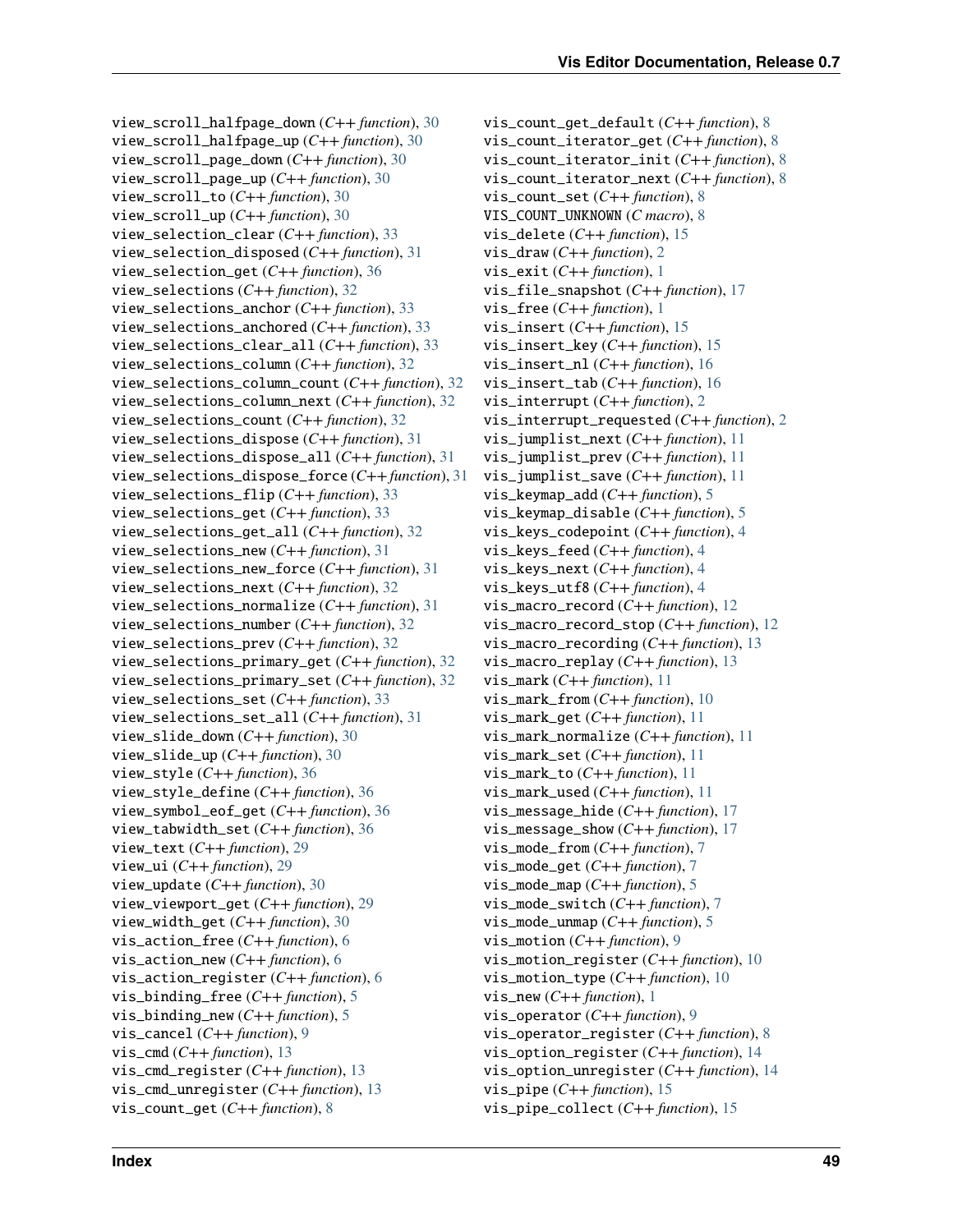view_scroll_halfpage_down (*C++ function*), 30
view_scroll_halfpage_up (*C++ function*), 30
view_scroll_page_down (*C++ function*), 30
view_scroll_page_up (*C++ function*), 30
view_scroll_to (*C++ function*), 30
view_scroll_up (*C++ function*), 30
view_selection_clear (*C++ function*), 33
view_selection_disposed (*C++ function*), 31
view_selection_get (*C++ function*), 36
view_selections (*C++ function*), 32
view_selections_anchor (*C++ function*), 33
view_selections_anchored (*C++ function*), 33
view_selections_clear_all (*C++ function*), 33
view_selections_column (*C++ function*), 32
view_selections_column_count (*C++ function*), 32
view_selections_column_next (*C++ function*), 32
view_selections_count (*C++ function*), 32
view_selections_dispose (*C++ function*), 31
view_selections_dispose_all (*C++ function*), 31
view_selections_dispose_force (*C++ function*), 31
view_selections_flip (*C++ function*), 33
view_selections_get (*C++ function*), 33
view_selections_get_all (*C++ function*), 32
view_selections_new (*C++ function*), 31
view_selections_new_force (*C++ function*), 31
view_selections_next (*C++ function*), 32
view_selections_normalize (*C++ function*), 31
view_selections_number (*C++ function*), 32
view_selections_prev (*C++ function*), 32
view_selections_primary_get (*C++ function*), 32
view_selections_primary_set (*C++ function*), 32
view_selections_set (*C++ function*), 33
view_selections_set_all (*C++ function*), 31
view_slide_down (*C++ function*), 30
view_slide_up (*C++ function*), 30
view_style (*C++ function*), 36
view_style_define (*C++ function*), 36
view_symbol_eof_get (*C++ function*), 36
view_tabwidth_set (*C++ function*), 36
view_text (*C++ function*), 29
view_ui (*C++ function*), 29
view_update (*C++ function*), 30
view_viewport_get (*C++ function*), 29
view_width_get (*C++ function*), 30
vis_action_free (*C++ function*), 6
vis_action_new (*C++ function*), 6
vis_action_register (*C++ function*), 6
vis_binding_free (*C++ function*), 5
vis_binding_new (*C++ function*), 5
vis_cancel (*C++ function*), 9
vis_cmd (*C++ function*), 13
vis_cmd_register (*C++ function*), 13
vis_cmd_unregister (*C++ function*), 13
vis_count_get (*C++ function*), 8
vis_count_get_default (*C++ function*), 8
vis_count_iterator_get (*C++ function*), 8
vis_count_iterator_init (*C++ function*), 8
vis_count_iterator_next (*C++ function*), 8
vis_count_set (*C++ function*), 8
VIS_COUNT_UNKNOWN (*C macro*), 8
vis_delete (*C++ function*), 15
vis_draw (*C++ function*), 2
vis_exit (*C++ function*), 1
vis_file_snapshot (*C++ function*), 17
vis_free (*C++ function*), 1
vis_insert (*C++ function*), 15
vis_insert_key (*C++ function*), 15
vis_insert_nl (*C++ function*), 16
vis_insert_tab (*C++ function*), 16
vis_interrupt (*C++ function*), 2
vis_interrupt_requested (*C++ function*), 2
vis_jumplist_next (*C++ function*), 11
vis_jumplist_prev (*C++ function*), 11
vis_jumplist_save (*C++ function*), 11
vis_keymap_add (*C++ function*), 5
vis_keymap_disable (*C++ function*), 5
vis_keys_codepoint (*C++ function*), 4
vis_keys_feed (*C++ function*), 4
vis_keys_next (*C++ function*), 4
vis_keys_utf8 (*C++ function*), 4
vis_macro_record (*C++ function*), 12
vis_macro_record_stop (*C++ function*), 12
vis_macro_recording (*C++ function*), 13
vis_macro_replay (*C++ function*), 13
vis_mark (*C++ function*), 11
vis_mark_from (*C++ function*), 10
vis_mark_get (*C++ function*), 11
vis_mark_normalize (*C++ function*), 11
vis_mark_set (*C++ function*), 11
vis_mark_to (*C++ function*), 11
vis_mark_used (*C++ function*), 11
vis_message_hide (*C++ function*), 17
vis_message_show (*C++ function*), 17
vis_mode_from (*C++ function*), 7
vis_mode_get (*C++ function*), 7
vis_mode_map (*C++ function*), 5
vis_mode_switch (*C++ function*), 7
vis_mode_unmap (*C++ function*), 5
vis_motion (*C++ function*), 9
vis_motion_register (*C++ function*), 10
vis_motion_type (*C++ function*), 10
vis_new (*C++ function*), 1
vis_operator (*C++ function*), 9
vis_operator_register (*C++ function*), 8
vis_option_register (*C++ function*), 14
vis_option_unregister (*C++ function*), 14
vis_pipe (*C++ function*), 15
vis_pipe_collect (*C++ function*), 15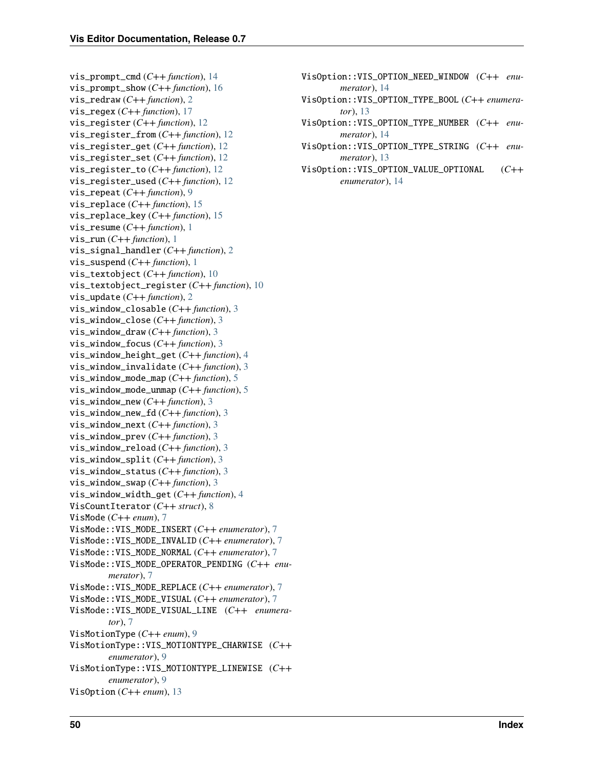vis_prompt_cmd (*C++ function*), 14
vis_prompt_show (*C++ function*), 16
vis_redraw (*C++ function*), 2
vis_regex (*C++ function*), 17
vis_register (*C++ function*), 12
vis_register_from (*C++ function*), 12
vis_register_get (*C++ function*), 12
vis_register_set (*C++ function*), 12
vis_register_to (*C++ function*), 12
vis_register_used (*C++ function*), 12
vis_repeat (*C++ function*), 9
vis_replace (*C++ function*), 15
vis_replace_key (*C++ function*), 15
vis_resume (*C++ function*), 1
vis_run (*C++ function*), 1
vis_signal_handler (*C++ function*), 2
vis_suspend (*C++ function*), 1
vis_textobject (*C++ function*), 10
vis_textobject_register (*C++ function*), 10
vis_update (*C++ function*), 2
vis_window_closable (*C++ function*), 3
vis_window_close (*C++ function*), 3
vis_window_draw (*C++ function*), 3
vis_window_focus (*C++ function*), 3
vis_window_height_get (*C++ function*), 4
vis_window_invalidate (*C++ function*), 3
vis_window_mode_map (*C++ function*), 5
vis_window_mode_unmap (*C++ function*), 5
vis_window_new (*C++ function*), 3
vis_window_new_fd (*C++ function*), 3
vis_window_next (*C++ function*), 3
vis_window_prev (*C++ function*), 3
vis_window_reload (*C++ function*), 3
vis_window_split (*C++ function*), 3
vis_window_status (*C++ function*), 3
vis_window_swap (*C++ function*), 3
vis_window_width_get (*C++ function*), 4
VisCountIterator (*C++ struct*), 8
VisMode (*C++ enum*), 7
VisMode::VIS_MODE_INSERT (*C++ enumerator*), 7
VisMode::VIS_MODE_INVALID (*C++ enumerator*), 7
VisMode::VIS_MODE_NORMAL (*C++ enumerator*), 7
VisMode::VIS_MODE_OPERATOR_PENDING (*C++ enumerator*), 7
VisMode::VIS_MODE_REPLACE (*C++ enumerator*), 7
VisMode::VIS_MODE_VISUAL (*C++ enumerator*), 7
VisMode::VIS_MODE_VISUAL_LINE (*C++ enumerator*), 7
VisMotionType (*C++ enum*), 9
VisMotionType::VIS_MOTIONTYPE_CHARWISE (*C++ enumerator*), 9
VisMotionType::VIS_MOTIONTYPE_LINEWISE (*C++ enumerator*), 9
VisOption (*C++ enum*), 13
VisOption::VIS_OPTION_NEED_WINDOW (*C++ enumerator*), 14
VisOption::VIS_OPTION_TYPE_BOOL (*C++ enumerator*), 13
VisOption::VIS_OPTION_TYPE_NUMBER (*C++ enumerator*), 14
VisOption::VIS_OPTION_TYPE_STRING (*C++ enumerator*), 13
VisOption::VIS_OPTION_VALUE_OPTIONAL (*C++ enumerator*), 14